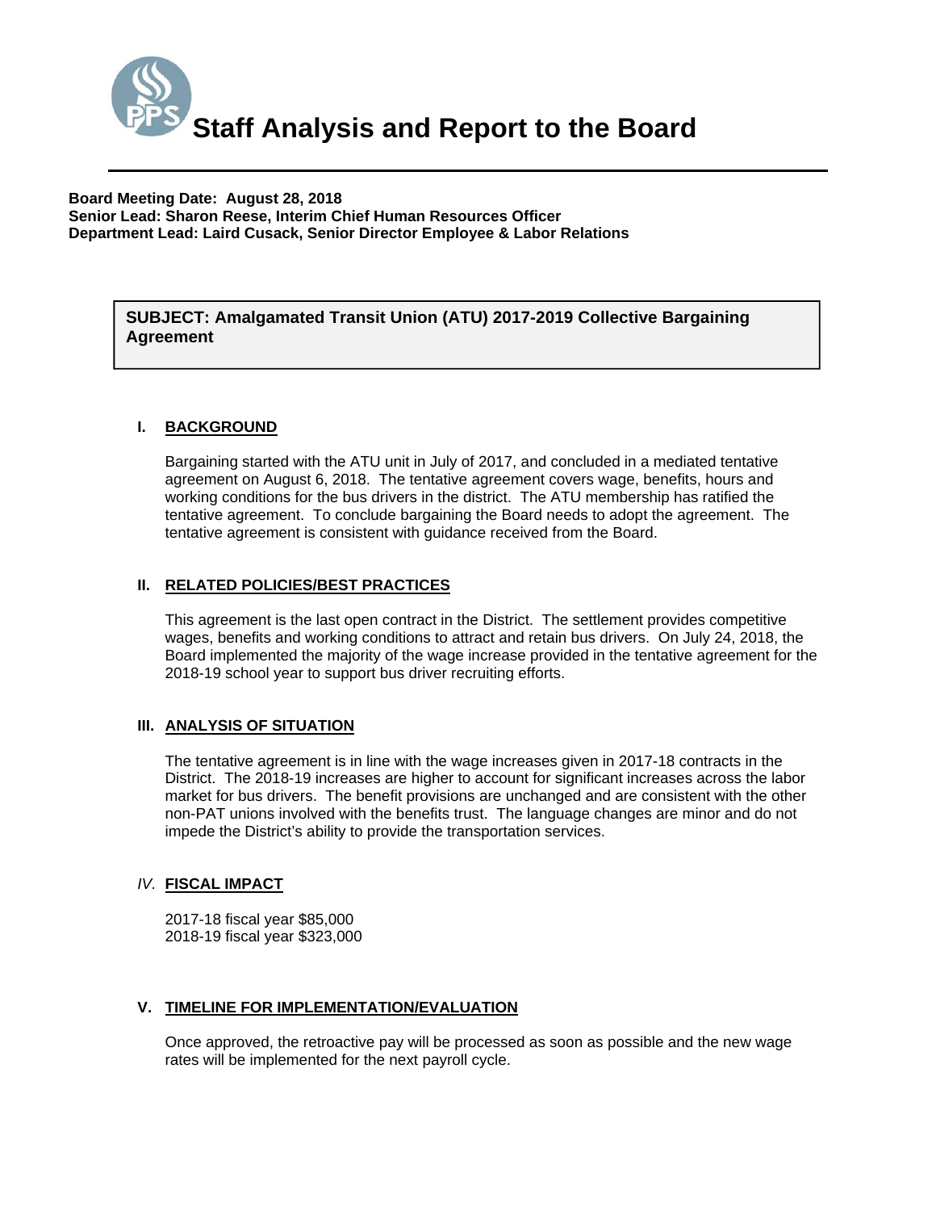# Staff Analysis and Report to the Board

**Board Meeting Date: August 28, 2018**
**Senior Lead: Sharon Reese, Interim Chief Human Resources Officer**
**Department Lead: Laird Cusack, Senior Director Employee & Labor Relations**

**SUBJECT: Amalgamated Transit Union (ATU) 2017-2019 Collective Bargaining Agreement**

## I. BACKGROUND

Bargaining started with the ATU unit in July of 2017, and concluded in a mediated tentative agreement on August 6, 2018. The tentative agreement covers wage, benefits, hours and working conditions for the bus drivers in the district. The ATU membership has ratified the tentative agreement. To conclude bargaining the Board needs to adopt the agreement. The tentative agreement is consistent with guidance received from the Board.

## II. RELATED POLICIES/BEST PRACTICES

This agreement is the last open contract in the District. The settlement provides competitive wages, benefits and working conditions to attract and retain bus drivers. On July 24, 2018, the Board implemented the majority of the wage increase provided in the tentative agreement for the 2018-19 school year to support bus driver recruiting efforts.

## III. ANALYSIS OF SITUATION

The tentative agreement is in line with the wage increases given in 2017-18 contracts in the District. The 2018-19 increases are higher to account for significant increases across the labor market for bus drivers. The benefit provisions are unchanged and are consistent with the other non-PAT unions involved with the benefits trust. The language changes are minor and do not impede the District's ability to provide the transportation services.

## IV. FISCAL IMPACT

2017-18 fiscal year $85,000
2018-19 fiscal year $323,000

## V. TIMELINE FOR IMPLEMENTATION/EVALUATION

Once approved, the retroactive pay will be processed as soon as possible and the new wage rates will be implemented for the next payroll cycle.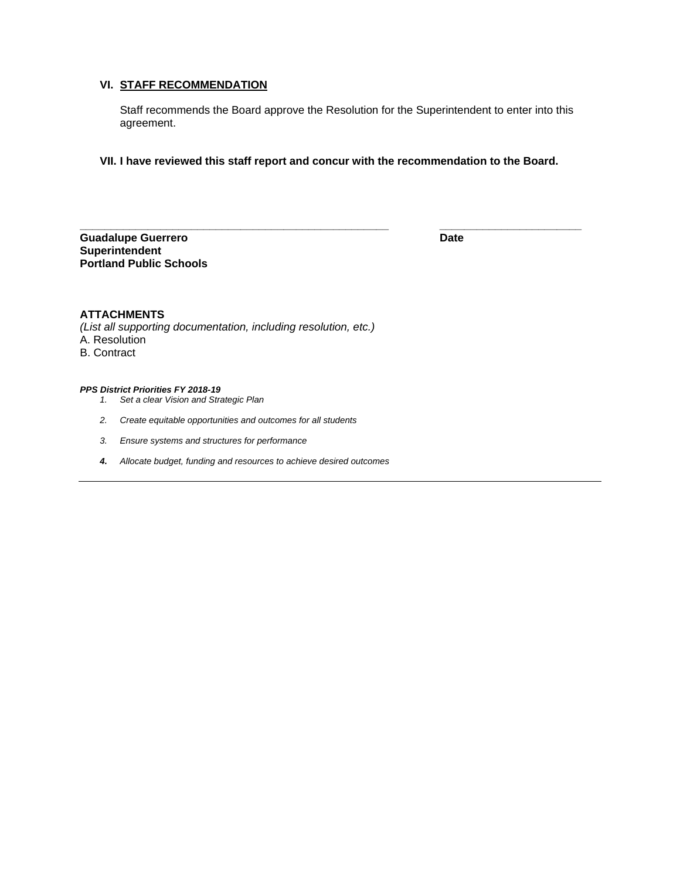### VI. STAFF RECOMMENDATION

Staff recommends the Board approve the Resolution for the Superintendent to enter into this agreement.

### VII. I have reviewed this staff report and concur with the recommendation to the Board.

\_\_\_\_\_\_\_\_\_\_\_\_\_\_\_\_\_\_\_\_\_\_\_\_\_\_\_\_\_\_\_\_\_\_\_\_\_\_\_\_\_\_\_\_ \_\_\_\_\_\_\_\_\_\_\_\_\_\_\_\_\_\_\_\_\_\_\_\_

**Guadalupe Guerrero** **Date**
**Superintendent**
**Portland Public Schools**

**ATTACHMENTS**
*(List all supporting documentation, including resolution, etc.)*
A. Resolution
B. Contract

***PPS District Priorities FY 2018-19***

1. *Set a clear Vision and Strategic Plan*
2. *Create equitable opportunities and outcomes for all students*
3. *Ensure systems and structures for performance*
4. *Allocate budget, funding and resources to achieve desired outcomes*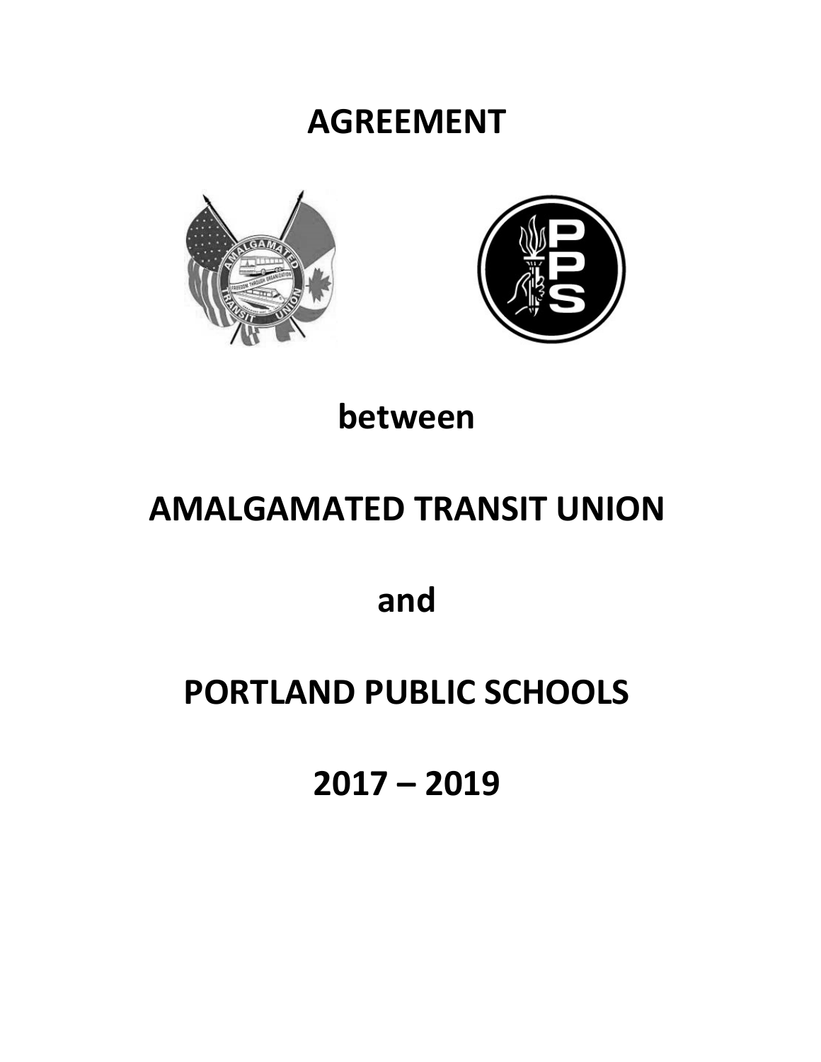# AGREEMENT

# between

# AMALGAMATED TRANSIT UNION

# and

# PORTLAND PUBLIC SCHOOLS

# 2017 – 2019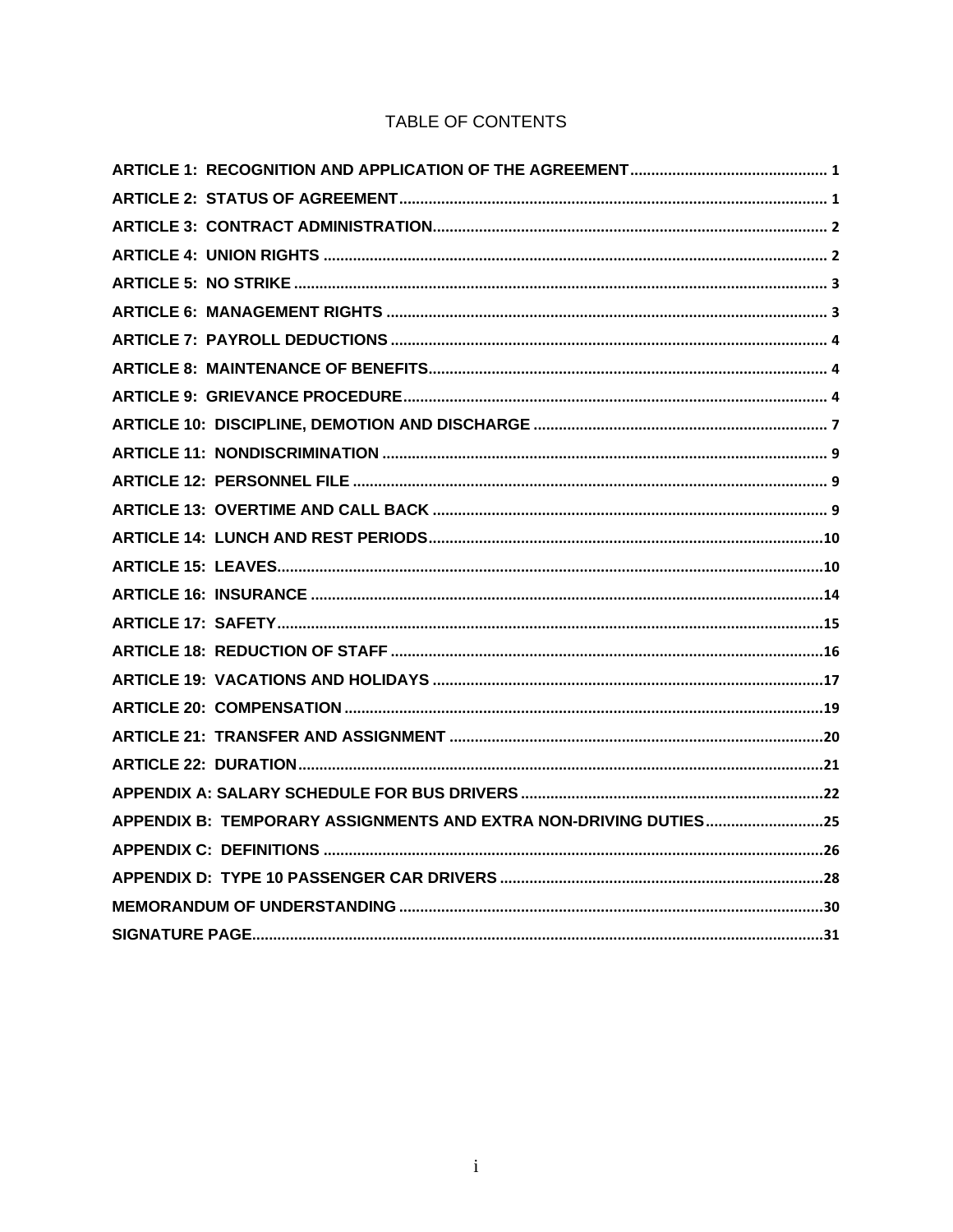# TABLE OF CONTENTS

| | |
|---|---|
| **ARTICLE 1: RECOGNITION AND APPLICATION OF THE AGREEMENT** | **1** |
| **ARTICLE 2: STATUS OF AGREEMENT** | **1** |
| **ARTICLE 3: CONTRACT ADMINISTRATION** | **2** |
| **ARTICLE 4: UNION RIGHTS** | **2** |
| **ARTICLE 5: NO STRIKE** | **3** |
| **ARTICLE 6: MANAGEMENT RIGHTS** | **3** |
| **ARTICLE 7: PAYROLL DEDUCTIONS** | **4** |
| **ARTICLE 8: MAINTENANCE OF BENEFITS** | **4** |
| **ARTICLE 9: GRIEVANCE PROCEDURE** | **4** |
| **ARTICLE 10: DISCIPLINE, DEMOTION AND DISCHARGE** | **7** |
| **ARTICLE 11: NONDISCRIMINATION** | **9** |
| **ARTICLE 12: PERSONNEL FILE** | **9** |
| **ARTICLE 13: OVERTIME AND CALL BACK** | **9** |
| **ARTICLE 14: LUNCH AND REST PERIODS** | **10** |
| **ARTICLE 15: LEAVES** | **10** |
| **ARTICLE 16: INSURANCE** | **14** |
| **ARTICLE 17: SAFETY** | **15** |
| **ARTICLE 18: REDUCTION OF STAFF** | **16** |
| **ARTICLE 19: VACATIONS AND HOLIDAYS** | **17** |
| **ARTICLE 20: COMPENSATION** | **19** |
| **ARTICLE 21: TRANSFER AND ASSIGNMENT** | **20** |
| **ARTICLE 22: DURATION** | **21** |
| **APPENDIX A: SALARY SCHEDULE FOR BUS DRIVERS** | **22** |
| **APPENDIX B: TEMPORARY ASSIGNMENTS AND EXTRA NON-DRIVING DUTIES** | **25** |
| **APPENDIX C: DEFINITIONS** | **26** |
| **APPENDIX D: TYPE 10 PASSENGER CAR DRIVERS** | **28** |
| **MEMORANDUM OF UNDERSTANDING** | **30** |
| **SIGNATURE PAGE** | **31** |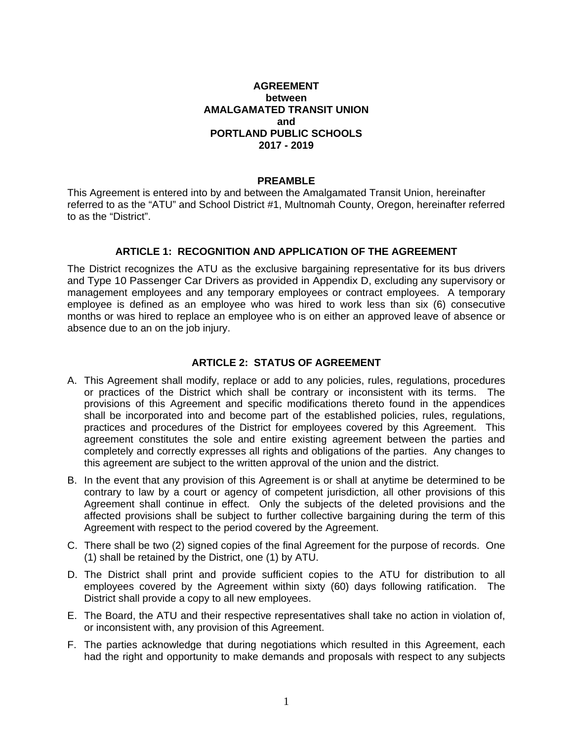**AGREEMENT**
**between**
**AMALGAMATED TRANSIT UNION**
**and**
**PORTLAND PUBLIC SCHOOLS**
**2017 - 2019**

## PREAMBLE

This Agreement is entered into by and between the Amalgamated Transit Union, hereinafter referred to as the "ATU" and School District #1, Multnomah County, Oregon, hereinafter referred to as the "District".

## ARTICLE 1: RECOGNITION AND APPLICATION OF THE AGREEMENT

The District recognizes the ATU as the exclusive bargaining representative for its bus drivers and Type 10 Passenger Car Drivers as provided in Appendix D, excluding any supervisory or management employees and any temporary employees or contract employees. A temporary employee is defined as an employee who was hired to work less than six (6) consecutive months or was hired to replace an employee who is on either an approved leave of absence or absence due to an on the job injury.

## ARTICLE 2: STATUS OF AGREEMENT

A. This Agreement shall modify, replace or add to any policies, rules, regulations, procedures or practices of the District which shall be contrary or inconsistent with its terms. The provisions of this Agreement and specific modifications thereto found in the appendices shall be incorporated into and become part of the established policies, rules, regulations, practices and procedures of the District for employees covered by this Agreement. This agreement constitutes the sole and entire existing agreement between the parties and completely and correctly expresses all rights and obligations of the parties. Any changes to this agreement are subject to the written approval of the union and the district.

B. In the event that any provision of this Agreement is or shall at anytime be determined to be contrary to law by a court or agency of competent jurisdiction, all other provisions of this Agreement shall continue in effect. Only the subjects of the deleted provisions and the affected provisions shall be subject to further collective bargaining during the term of this Agreement with respect to the period covered by the Agreement.

C. There shall be two (2) signed copies of the final Agreement for the purpose of records. One (1) shall be retained by the District, one (1) by ATU.

D. The District shall print and provide sufficient copies to the ATU for distribution to all employees covered by the Agreement within sixty (60) days following ratification. The District shall provide a copy to all new employees.

E. The Board, the ATU and their respective representatives shall take no action in violation of, or inconsistent with, any provision of this Agreement.

F. The parties acknowledge that during negotiations which resulted in this Agreement, each had the right and opportunity to make demands and proposals with respect to any subjects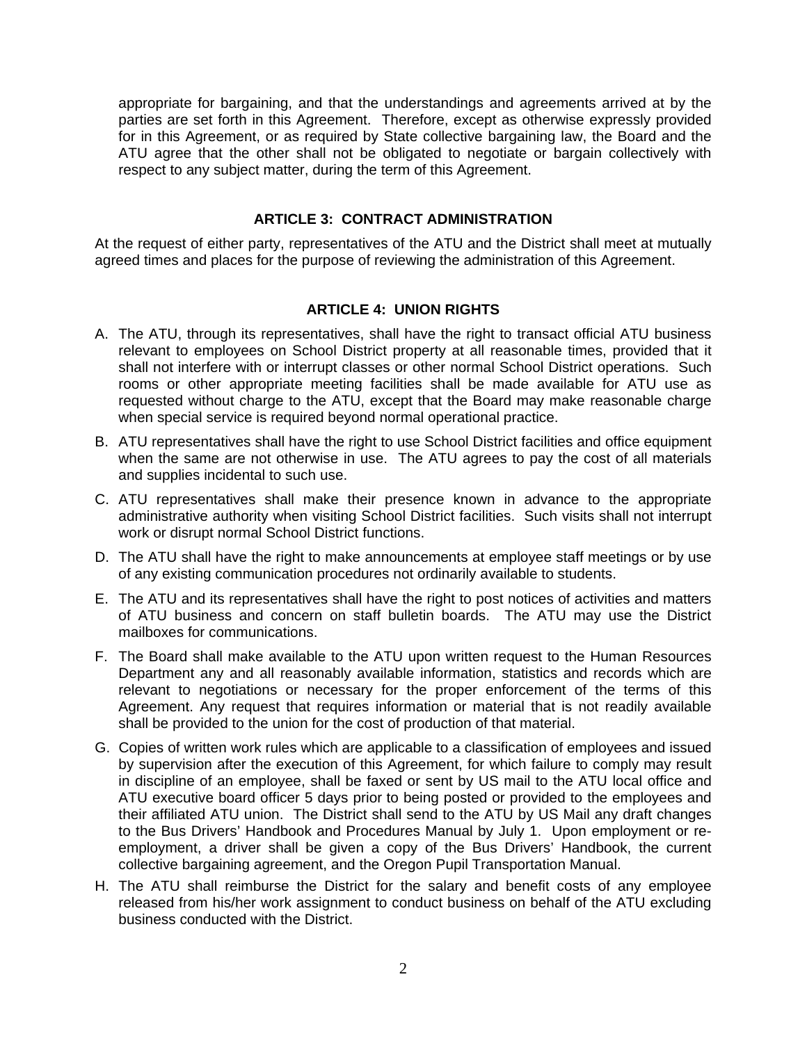appropriate for bargaining, and that the understandings and agreements arrived at by the parties are set forth in this Agreement. Therefore, except as otherwise expressly provided for in this Agreement, or as required by State collective bargaining law, the Board and the ATU agree that the other shall not be obligated to negotiate or bargain collectively with respect to any subject matter, during the term of this Agreement.

## ARTICLE 3: CONTRACT ADMINISTRATION

At the request of either party, representatives of the ATU and the District shall meet at mutually agreed times and places for the purpose of reviewing the administration of this Agreement.

## ARTICLE 4: UNION RIGHTS

A. The ATU, through its representatives, shall have the right to transact official ATU business relevant to employees on School District property at all reasonable times, provided that it shall not interfere with or interrupt classes or other normal School District operations. Such rooms or other appropriate meeting facilities shall be made available for ATU use as requested without charge to the ATU, except that the Board may make reasonable charge when special service is required beyond normal operational practice.

B. ATU representatives shall have the right to use School District facilities and office equipment when the same are not otherwise in use. The ATU agrees to pay the cost of all materials and supplies incidental to such use.

C. ATU representatives shall make their presence known in advance to the appropriate administrative authority when visiting School District facilities. Such visits shall not interrupt work or disrupt normal School District functions.

D. The ATU shall have the right to make announcements at employee staff meetings or by use of any existing communication procedures not ordinarily available to students.

E. The ATU and its representatives shall have the right to post notices of activities and matters of ATU business and concern on staff bulletin boards. The ATU may use the District mailboxes for communications.

F. The Board shall make available to the ATU upon written request to the Human Resources Department any and all reasonably available information, statistics and records which are relevant to negotiations or necessary for the proper enforcement of the terms of this Agreement. Any request that requires information or material that is not readily available shall be provided to the union for the cost of production of that material.

G. Copies of written work rules which are applicable to a classification of employees and issued by supervision after the execution of this Agreement, for which failure to comply may result in discipline of an employee, shall be faxed or sent by US mail to the ATU local office and ATU executive board officer 5 days prior to being posted or provided to the employees and their affiliated ATU union. The District shall send to the ATU by US Mail any draft changes to the Bus Drivers' Handbook and Procedures Manual by July 1. Upon employment or re-employment, a driver shall be given a copy of the Bus Drivers' Handbook, the current collective bargaining agreement, and the Oregon Pupil Transportation Manual.

H. The ATU shall reimburse the District for the salary and benefit costs of any employee released from his/her work assignment to conduct business on behalf of the ATU excluding business conducted with the District.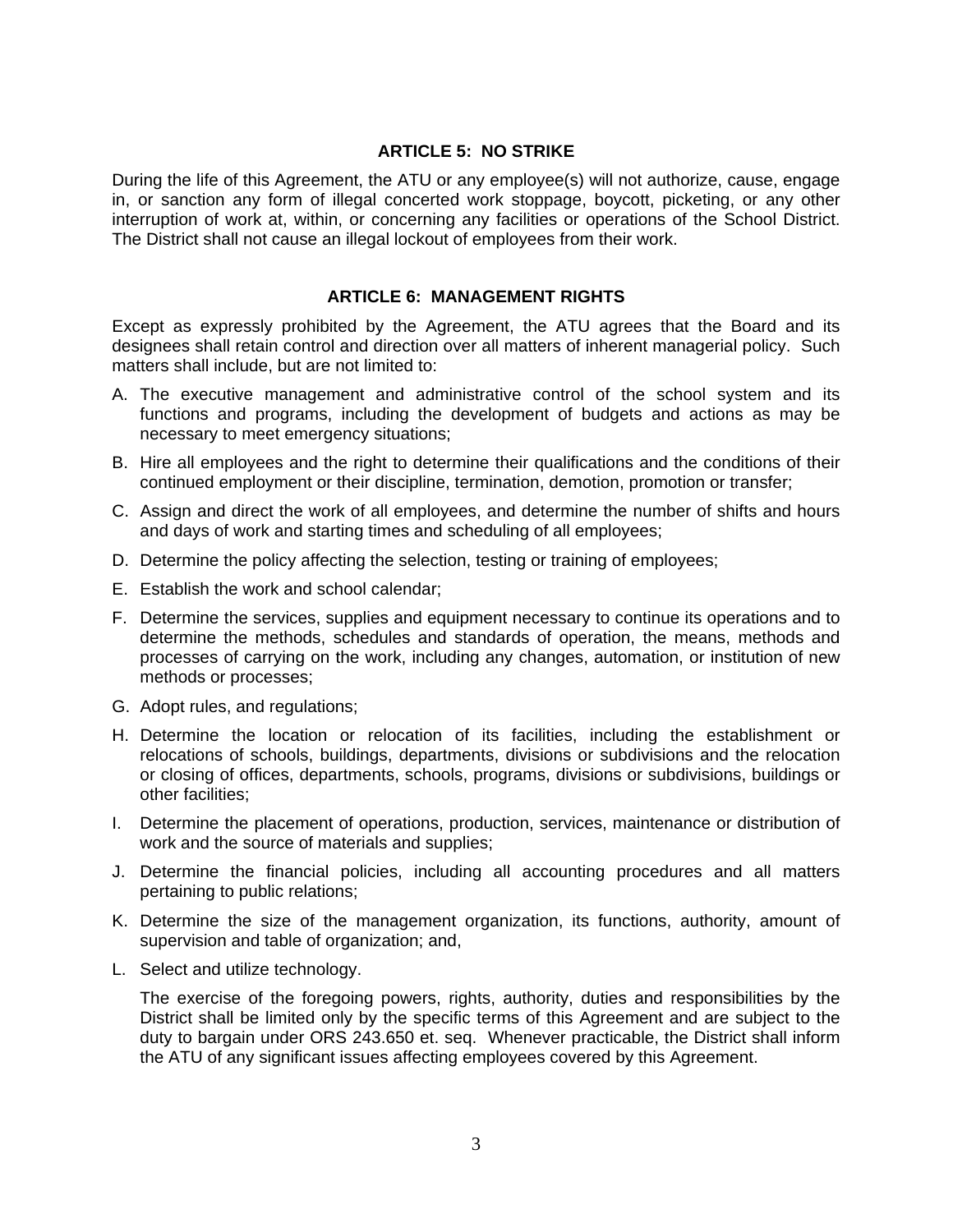## ARTICLE 5: NO STRIKE

During the life of this Agreement, the ATU or any employee(s) will not authorize, cause, engage in, or sanction any form of illegal concerted work stoppage, boycott, picketing, or any other interruption of work at, within, or concerning any facilities or operations of the School District. The District shall not cause an illegal lockout of employees from their work.

## ARTICLE 6: MANAGEMENT RIGHTS

Except as expressly prohibited by the Agreement, the ATU agrees that the Board and its designees shall retain control and direction over all matters of inherent managerial policy. Such matters shall include, but are not limited to:

A. The executive management and administrative control of the school system and its functions and programs, including the development of budgets and actions as may be necessary to meet emergency situations;

B. Hire all employees and the right to determine their qualifications and the conditions of their continued employment or their discipline, termination, demotion, promotion or transfer;

C. Assign and direct the work of all employees, and determine the number of shifts and hours and days of work and starting times and scheduling of all employees;

D. Determine the policy affecting the selection, testing or training of employees;

E. Establish the work and school calendar;

F. Determine the services, supplies and equipment necessary to continue its operations and to determine the methods, schedules and standards of operation, the means, methods and processes of carrying on the work, including any changes, automation, or institution of new methods or processes;

G. Adopt rules, and regulations;

H. Determine the location or relocation of its facilities, including the establishment or relocations of schools, buildings, departments, divisions or subdivisions and the relocation or closing of offices, departments, schools, programs, divisions or subdivisions, buildings or other facilities;

I. Determine the placement of operations, production, services, maintenance or distribution of work and the source of materials and supplies;

J. Determine the financial policies, including all accounting procedures and all matters pertaining to public relations;

K. Determine the size of the management organization, its functions, authority, amount of supervision and table of organization; and,

L. Select and utilize technology.

The exercise of the foregoing powers, rights, authority, duties and responsibilities by the District shall be limited only by the specific terms of this Agreement and are subject to the duty to bargain under ORS 243.650 et. seq. Whenever practicable, the District shall inform the ATU of any significant issues affecting employees covered by this Agreement.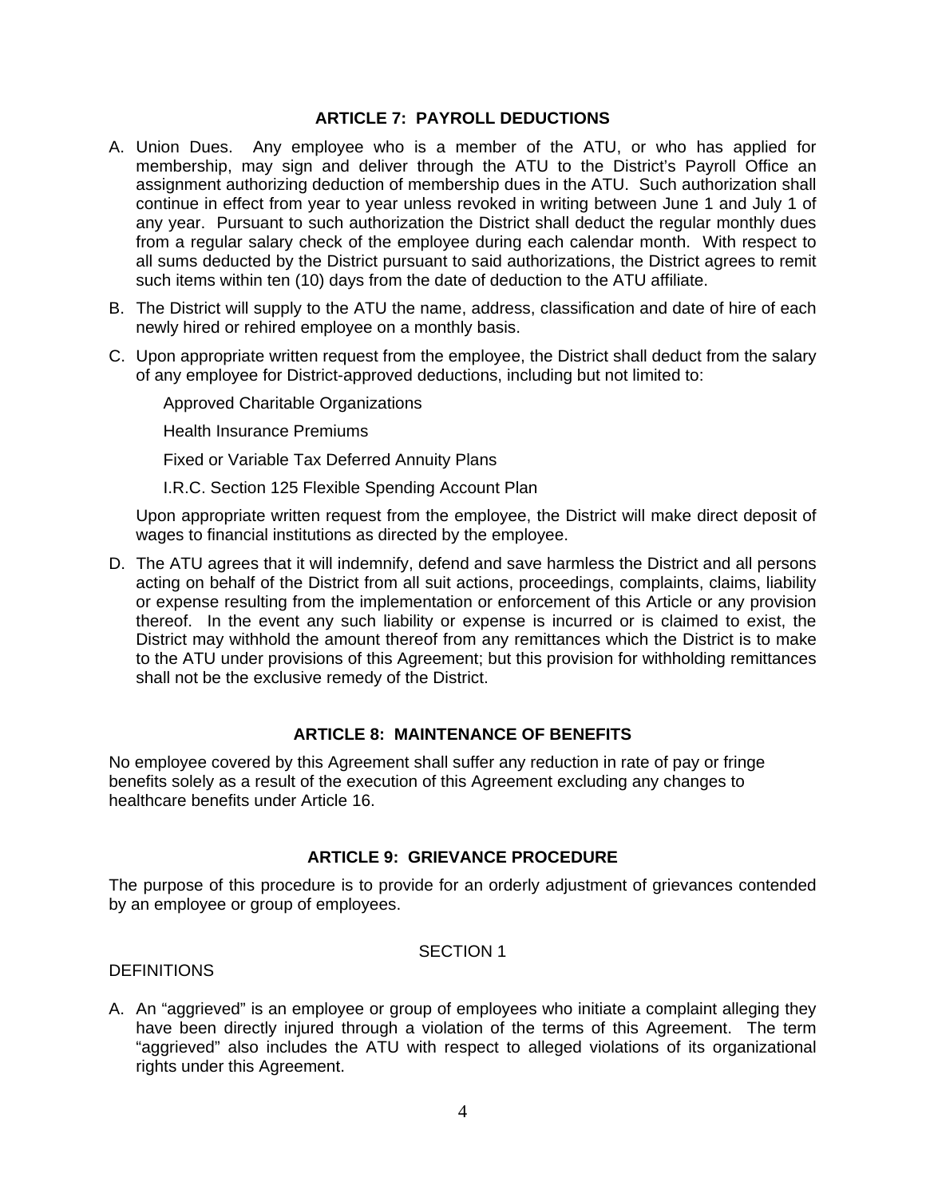## ARTICLE 7: PAYROLL DEDUCTIONS

A. Union Dues. Any employee who is a member of the ATU, or who has applied for membership, may sign and deliver through the ATU to the District's Payroll Office an assignment authorizing deduction of membership dues in the ATU. Such authorization shall continue in effect from year to year unless revoked in writing between June 1 and July 1 of any year. Pursuant to such authorization the District shall deduct the regular monthly dues from a regular salary check of the employee during each calendar month. With respect to all sums deducted by the District pursuant to said authorizations, the District agrees to remit such items within ten (10) days from the date of deduction to the ATU affiliate.

B. The District will supply to the ATU the name, address, classification and date of hire of each newly hired or rehired employee on a monthly basis.

C. Upon appropriate written request from the employee, the District shall deduct from the salary of any employee for District-approved deductions, including but not limited to:

   Approved Charitable Organizations

   Health Insurance Premiums

   Fixed or Variable Tax Deferred Annuity Plans

   I.R.C. Section 125 Flexible Spending Account Plan

   Upon appropriate written request from the employee, the District will make direct deposit of wages to financial institutions as directed by the employee.

D. The ATU agrees that it will indemnify, defend and save harmless the District and all persons acting on behalf of the District from all suit actions, proceedings, complaints, claims, liability or expense resulting from the implementation or enforcement of this Article or any provision thereof. In the event any such liability or expense is incurred or is claimed to exist, the District may withhold the amount thereof from any remittances which the District is to make to the ATU under provisions of this Agreement; but this provision for withholding remittances shall not be the exclusive remedy of the District.

## ARTICLE 8: MAINTENANCE OF BENEFITS

No employee covered by this Agreement shall suffer any reduction in rate of pay or fringe benefits solely as a result of the execution of this Agreement excluding any changes to healthcare benefits under Article 16.

## ARTICLE 9: GRIEVANCE PROCEDURE

The purpose of this procedure is to provide for an orderly adjustment of grievances contended by an employee or group of employees.

### SECTION 1

DEFINITIONS

A. An "aggrieved" is an employee or group of employees who initiate a complaint alleging they have been directly injured through a violation of the terms of this Agreement. The term "aggrieved" also includes the ATU with respect to alleged violations of its organizational rights under this Agreement.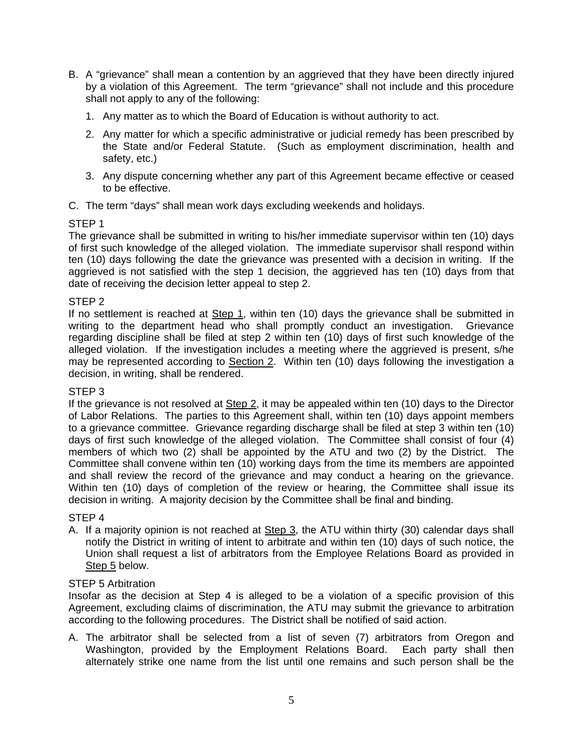B. A "grievance" shall mean a contention by an aggrieved that they have been directly injured by a violation of this Agreement. The term "grievance" shall not include and this procedure shall not apply to any of the following:

   1. Any matter as to which the Board of Education is without authority to act.

   2. Any matter for which a specific administrative or judicial remedy has been prescribed by the State and/or Federal Statute. (Such as employment discrimination, health and safety, etc.)

   3. Any dispute concerning whether any part of this Agreement became effective or ceased to be effective.

C. The term "days" shall mean work days excluding weekends and holidays.

STEP 1

The grievance shall be submitted in writing to his/her immediate supervisor within ten (10) days of first such knowledge of the alleged violation. The immediate supervisor shall respond within ten (10) days following the date the grievance was presented with a decision in writing. If the aggrieved is not satisfied with the step 1 decision, the aggrieved has ten (10) days from that date of receiving the decision letter appeal to step 2.

STEP 2

If no settlement is reached at Step 1, within ten (10) days the grievance shall be submitted in writing to the department head who shall promptly conduct an investigation. Grievance regarding discipline shall be filed at step 2 within ten (10) days of first such knowledge of the alleged violation. If the investigation includes a meeting where the aggrieved is present, s/he may be represented according to Section 2. Within ten (10) days following the investigation a decision, in writing, shall be rendered.

STEP 3

If the grievance is not resolved at Step 2, it may be appealed within ten (10) days to the Director of Labor Relations. The parties to this Agreement shall, within ten (10) days appoint members to a grievance committee. Grievance regarding discharge shall be filed at step 3 within ten (10) days of first such knowledge of the alleged violation. The Committee shall consist of four (4) members of which two (2) shall be appointed by the ATU and two (2) by the District. The Committee shall convene within ten (10) working days from the time its members are appointed and shall review the record of the grievance and may conduct a hearing on the grievance. Within ten (10) days of completion of the review or hearing, the Committee shall issue its decision in writing. A majority decision by the Committee shall be final and binding.

STEP 4

A. If a majority opinion is not reached at Step 3, the ATU within thirty (30) calendar days shall notify the District in writing of intent to arbitrate and within ten (10) days of such notice, the Union shall request a list of arbitrators from the Employee Relations Board as provided in Step 5 below.

STEP 5 Arbitration

Insofar as the decision at Step 4 is alleged to be a violation of a specific provision of this Agreement, excluding claims of discrimination, the ATU may submit the grievance to arbitration according to the following procedures. The District shall be notified of said action.

A. The arbitrator shall be selected from a list of seven (7) arbitrators from Oregon and Washington, provided by the Employment Relations Board. Each party shall then alternately strike one name from the list until one remains and such person shall be the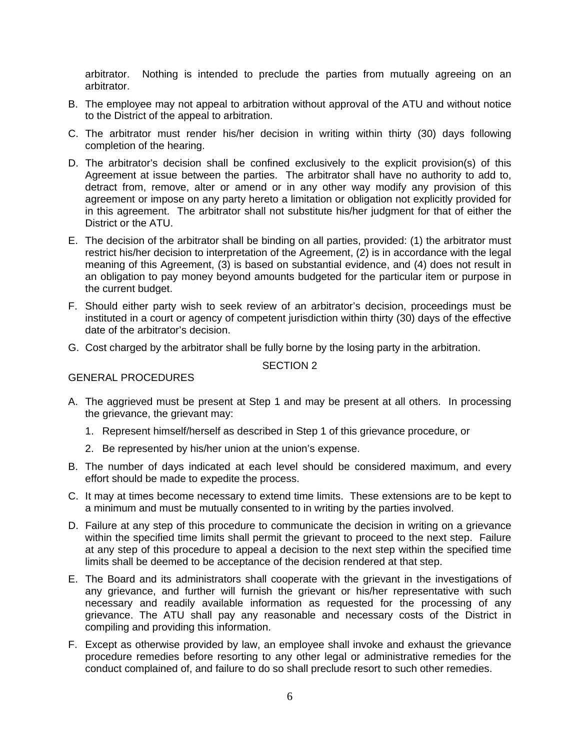arbitrator. Nothing is intended to preclude the parties from mutually agreeing on an arbitrator.

B. The employee may not appeal to arbitration without approval of the ATU and without notice to the District of the appeal to arbitration.

C. The arbitrator must render his/her decision in writing within thirty (30) days following completion of the hearing.

D. The arbitrator's decision shall be confined exclusively to the explicit provision(s) of this Agreement at issue between the parties. The arbitrator shall have no authority to add to, detract from, remove, alter or amend or in any other way modify any provision of this agreement or impose on any party hereto a limitation or obligation not explicitly provided for in this agreement. The arbitrator shall not substitute his/her judgment for that of either the District or the ATU.

E. The decision of the arbitrator shall be binding on all parties, provided: (1) the arbitrator must restrict his/her decision to interpretation of the Agreement, (2) is in accordance with the legal meaning of this Agreement, (3) is based on substantial evidence, and (4) does not result in an obligation to pay money beyond amounts budgeted for the particular item or purpose in the current budget.

F. Should either party wish to seek review of an arbitrator's decision, proceedings must be instituted in a court or agency of competent jurisdiction within thirty (30) days of the effective date of the arbitrator's decision.

G. Cost charged by the arbitrator shall be fully borne by the losing party in the arbitration.

SECTION 2

GENERAL PROCEDURES

A. The aggrieved must be present at Step 1 and may be present at all others. In processing the grievance, the grievant may:

   1. Represent himself/herself as described in Step 1 of this grievance procedure, or

   2. Be represented by his/her union at the union's expense.

B. The number of days indicated at each level should be considered maximum, and every effort should be made to expedite the process.

C. It may at times become necessary to extend time limits. These extensions are to be kept to a minimum and must be mutually consented to in writing by the parties involved.

D. Failure at any step of this procedure to communicate the decision in writing on a grievance within the specified time limits shall permit the grievant to proceed to the next step. Failure at any step of this procedure to appeal a decision to the next step within the specified time limits shall be deemed to be acceptance of the decision rendered at that step.

E. The Board and its administrators shall cooperate with the grievant in the investigations of any grievance, and further will furnish the grievant or his/her representative with such necessary and readily available information as requested for the processing of any grievance. The ATU shall pay any reasonable and necessary costs of the District in compiling and providing this information.

F. Except as otherwise provided by law, an employee shall invoke and exhaust the grievance procedure remedies before resorting to any other legal or administrative remedies for the conduct complained of, and failure to do so shall preclude resort to such other remedies.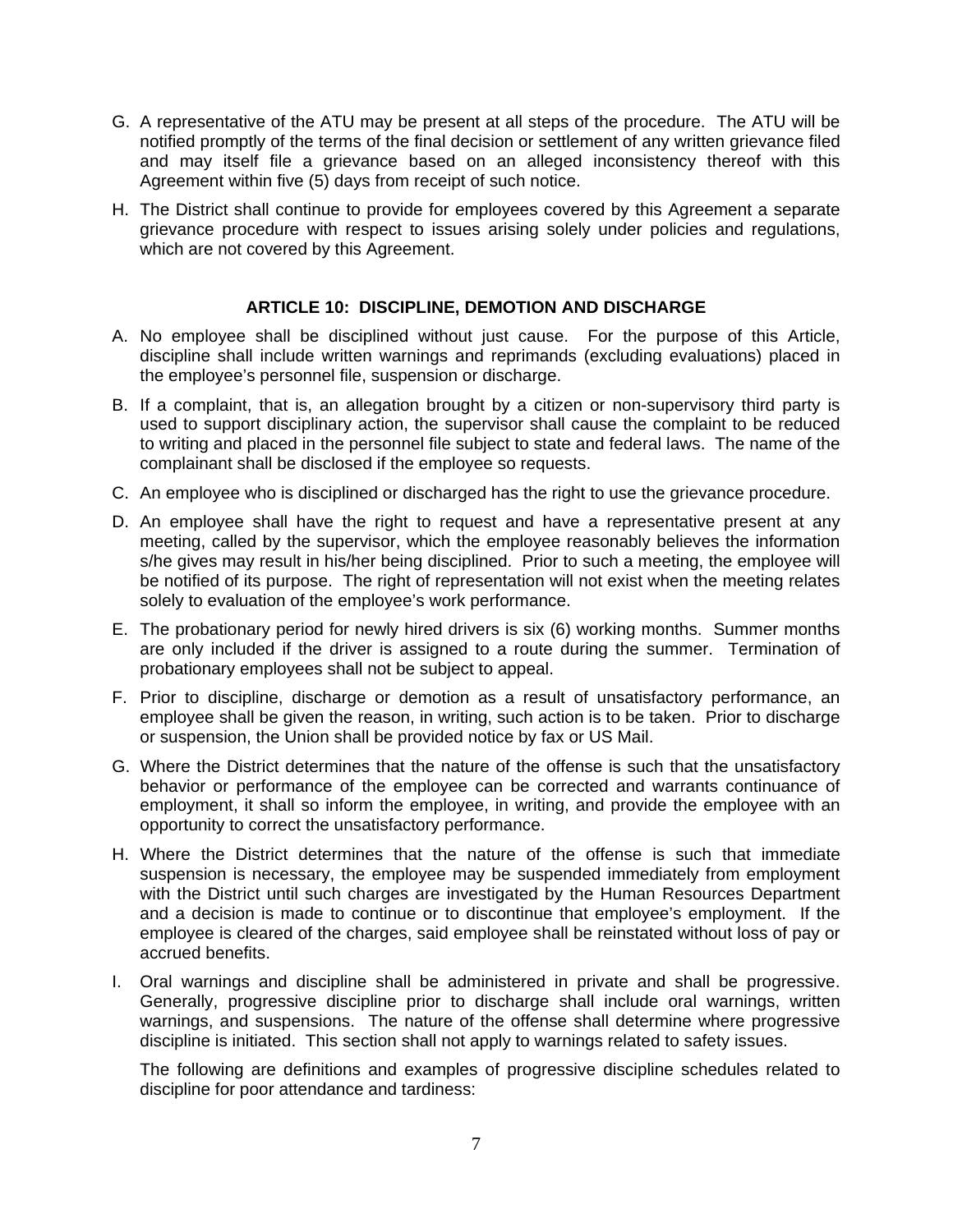G. A representative of the ATU may be present at all steps of the procedure. The ATU will be notified promptly of the terms of the final decision or settlement of any written grievance filed and may itself file a grievance based on an alleged inconsistency thereof with this Agreement within five (5) days from receipt of such notice.

H. The District shall continue to provide for employees covered by this Agreement a separate grievance procedure with respect to issues arising solely under policies and regulations, which are not covered by this Agreement.

## ARTICLE 10: DISCIPLINE, DEMOTION AND DISCHARGE

A. No employee shall be disciplined without just cause. For the purpose of this Article, discipline shall include written warnings and reprimands (excluding evaluations) placed in the employee's personnel file, suspension or discharge.

B. If a complaint, that is, an allegation brought by a citizen or non-supervisory third party is used to support disciplinary action, the supervisor shall cause the complaint to be reduced to writing and placed in the personnel file subject to state and federal laws. The name of the complainant shall be disclosed if the employee so requests.

C. An employee who is disciplined or discharged has the right to use the grievance procedure.

D. An employee shall have the right to request and have a representative present at any meeting, called by the supervisor, which the employee reasonably believes the information s/he gives may result in his/her being disciplined. Prior to such a meeting, the employee will be notified of its purpose. The right of representation will not exist when the meeting relates solely to evaluation of the employee's work performance.

E. The probationary period for newly hired drivers is six (6) working months. Summer months are only included if the driver is assigned to a route during the summer. Termination of probationary employees shall not be subject to appeal.

F. Prior to discipline, discharge or demotion as a result of unsatisfactory performance, an employee shall be given the reason, in writing, such action is to be taken. Prior to discharge or suspension, the Union shall be provided notice by fax or US Mail.

G. Where the District determines that the nature of the offense is such that the unsatisfactory behavior or performance of the employee can be corrected and warrants continuance of employment, it shall so inform the employee, in writing, and provide the employee with an opportunity to correct the unsatisfactory performance.

H. Where the District determines that the nature of the offense is such that immediate suspension is necessary, the employee may be suspended immediately from employment with the District until such charges are investigated by the Human Resources Department and a decision is made to continue or to discontinue that employee's employment. If the employee is cleared of the charges, said employee shall be reinstated without loss of pay or accrued benefits.

I. Oral warnings and discipline shall be administered in private and shall be progressive. Generally, progressive discipline prior to discharge shall include oral warnings, written warnings, and suspensions. The nature of the offense shall determine where progressive discipline is initiated. This section shall not apply to warnings related to safety issues.

   The following are definitions and examples of progressive discipline schedules related to discipline for poor attendance and tardiness: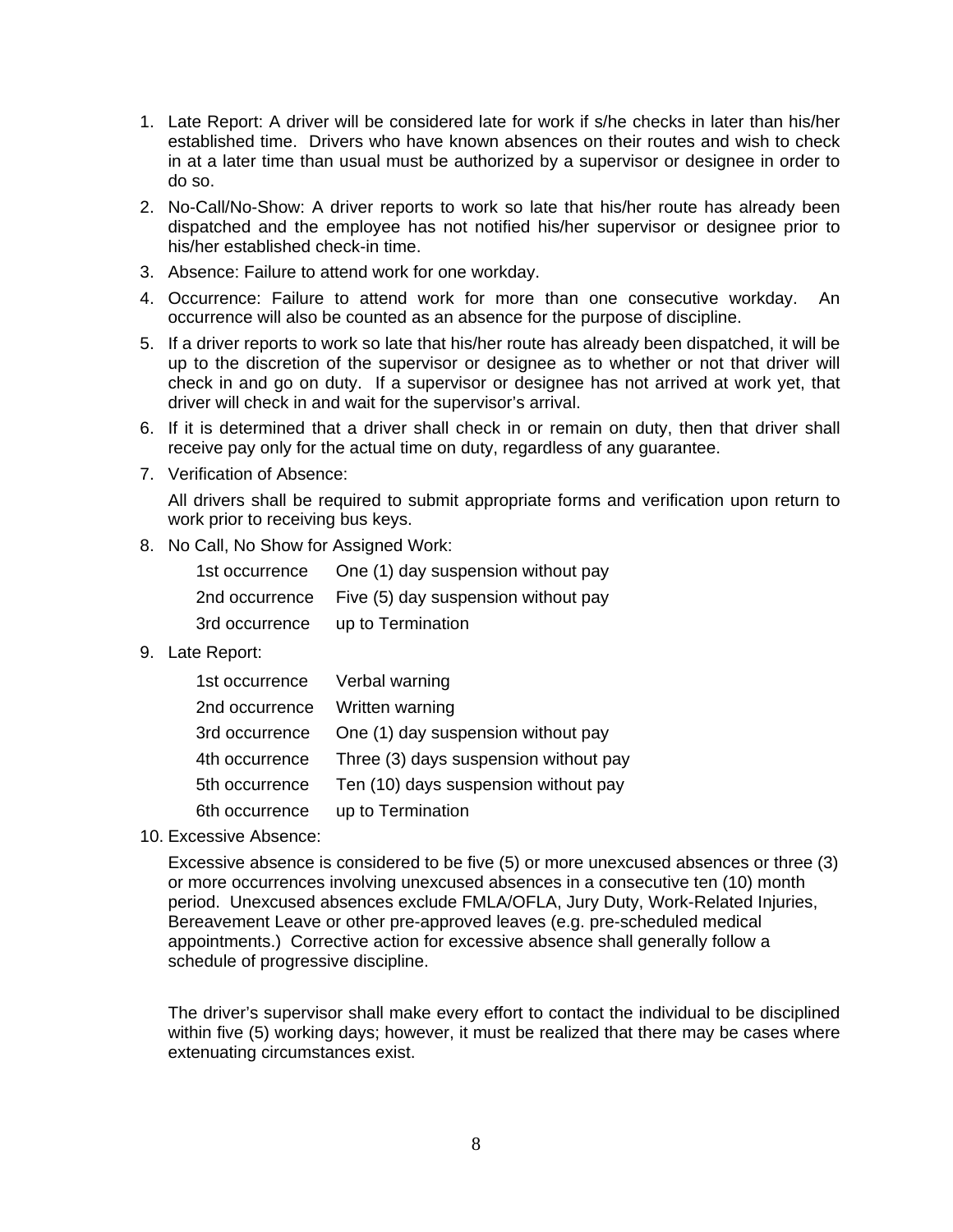1. Late Report: A driver will be considered late for work if s/he checks in later than his/her established time. Drivers who have known absences on their routes and wish to check in at a later time than usual must be authorized by a supervisor or designee in order to do so.
2. No-Call/No-Show: A driver reports to work so late that his/her route has already been dispatched and the employee has not notified his/her supervisor or designee prior to his/her established check-in time.
3. Absence: Failure to attend work for one workday.
4. Occurrence: Failure to attend work for more than one consecutive workday. An occurrence will also be counted as an absence for the purpose of discipline.
5. If a driver reports to work so late that his/her route has already been dispatched, it will be up to the discretion of the supervisor or designee as to whether or not that driver will check in and go on duty. If a supervisor or designee has not arrived at work yet, that driver will check in and wait for the supervisor's arrival.
6. If it is determined that a driver shall check in or remain on duty, then that driver shall receive pay only for the actual time on duty, regardless of any guarantee.
7. Verification of Absence:

   All drivers shall be required to submit appropriate forms and verification upon return to work prior to receiving bus keys.

8. No Call, No Show for Assigned Work:

   | | |
   |---|---|
   | 1st occurrence | One (1) day suspension without pay |
   | 2nd occurrence | Five (5) day suspension without pay |
   | 3rd occurrence | up to Termination |

9. Late Report:

   | | |
   |---|---|
   | 1st occurrence | Verbal warning |
   | 2nd occurrence | Written warning |
   | 3rd occurrence | One (1) day suspension without pay |
   | 4th occurrence | Three (3) days suspension without pay |
   | 5th occurrence | Ten (10) days suspension without pay |
   | 6th occurrence | up to Termination |

10. Excessive Absence:

    Excessive absence is considered to be five (5) or more unexcused absences or three (3) or more occurrences involving unexcused absences in a consecutive ten (10) month period. Unexcused absences exclude FMLA/OFLA, Jury Duty, Work-Related Injuries, Bereavement Leave or other pre-approved leaves (e.g. pre-scheduled medical appointments.) Corrective action for excessive absence shall generally follow a schedule of progressive discipline.

    The driver's supervisor shall make every effort to contact the individual to be disciplined within five (5) working days; however, it must be realized that there may be cases where extenuating circumstances exist.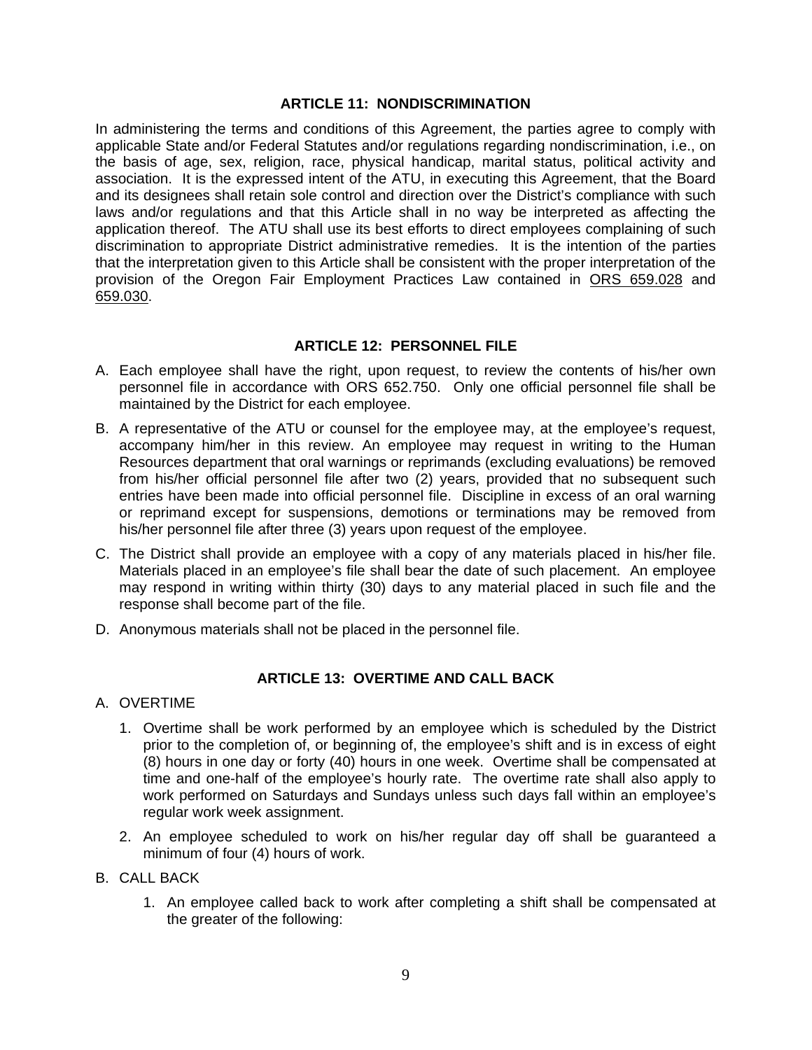## ARTICLE 11: NONDISCRIMINATION

In administering the terms and conditions of this Agreement, the parties agree to comply with applicable State and/or Federal Statutes and/or regulations regarding nondiscrimination, i.e., on the basis of age, sex, religion, race, physical handicap, marital status, political activity and association. It is the expressed intent of the ATU, in executing this Agreement, that the Board and its designees shall retain sole control and direction over the District's compliance with such laws and/or regulations and that this Article shall in no way be interpreted as affecting the application thereof. The ATU shall use its best efforts to direct employees complaining of such discrimination to appropriate District administrative remedies. It is the intention of the parties that the interpretation given to this Article shall be consistent with the proper interpretation of the provision of the Oregon Fair Employment Practices Law contained in ORS 659.028 and 659.030.

## ARTICLE 12: PERSONNEL FILE

A. Each employee shall have the right, upon request, to review the contents of his/her own personnel file in accordance with ORS 652.750. Only one official personnel file shall be maintained by the District for each employee.

B. A representative of the ATU or counsel for the employee may, at the employee's request, accompany him/her in this review. An employee may request in writing to the Human Resources department that oral warnings or reprimands (excluding evaluations) be removed from his/her official personnel file after two (2) years, provided that no subsequent such entries have been made into official personnel file. Discipline in excess of an oral warning or reprimand except for suspensions, demotions or terminations may be removed from his/her personnel file after three (3) years upon request of the employee.

C. The District shall provide an employee with a copy of any materials placed in his/her file. Materials placed in an employee's file shall bear the date of such placement. An employee may respond in writing within thirty (30) days to any material placed in such file and the response shall become part of the file.

D. Anonymous materials shall not be placed in the personnel file.

## ARTICLE 13: OVERTIME AND CALL BACK

A. OVERTIME

1. Overtime shall be work performed by an employee which is scheduled by the District prior to the completion of, or beginning of, the employee's shift and is in excess of eight (8) hours in one day or forty (40) hours in one week. Overtime shall be compensated at time and one-half of the employee's hourly rate. The overtime rate shall also apply to work performed on Saturdays and Sundays unless such days fall within an employee's regular work week assignment.

2. An employee scheduled to work on his/her regular day off shall be guaranteed a minimum of four (4) hours of work.

B. CALL BACK

1. An employee called back to work after completing a shift shall be compensated at the greater of the following: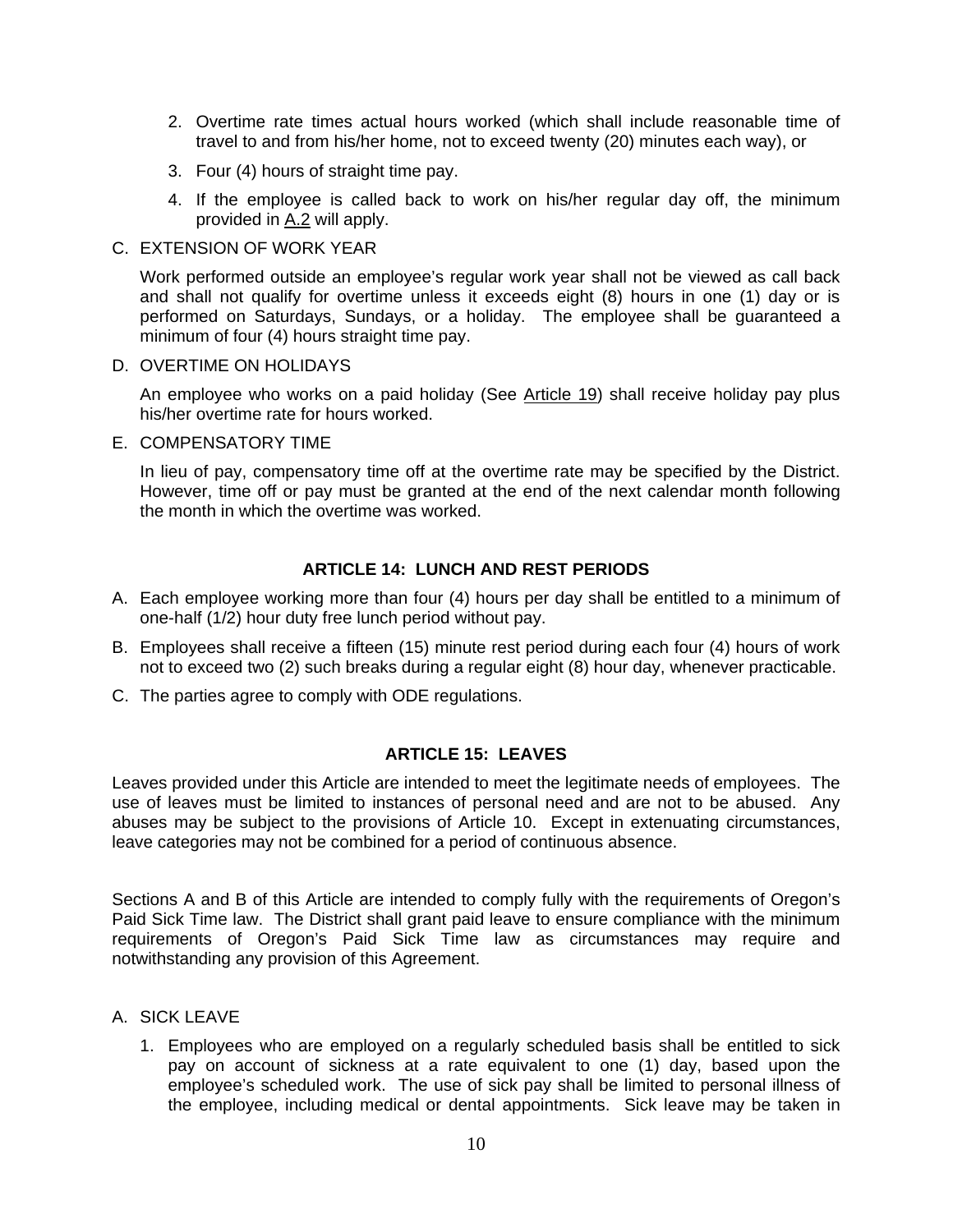2. Overtime rate times actual hours worked (which shall include reasonable time of travel to and from his/her home, not to exceed twenty (20) minutes each way), or
3. Four (4) hours of straight time pay.
4. If the employee is called back to work on his/her regular day off, the minimum provided in A.2 will apply.

C. EXTENSION OF WORK YEAR

Work performed outside an employee's regular work year shall not be viewed as call back and shall not qualify for overtime unless it exceeds eight (8) hours in one (1) day or is performed on Saturdays, Sundays, or a holiday. The employee shall be guaranteed a minimum of four (4) hours straight time pay.

D. OVERTIME ON HOLIDAYS

An employee who works on a paid holiday (See Article 19) shall receive holiday pay plus his/her overtime rate for hours worked.

E. COMPENSATORY TIME

In lieu of pay, compensatory time off at the overtime rate may be specified by the District. However, time off or pay must be granted at the end of the next calendar month following the month in which the overtime was worked.

## ARTICLE 14: LUNCH AND REST PERIODS

A. Each employee working more than four (4) hours per day shall be entitled to a minimum of one-half (1/2) hour duty free lunch period without pay.

B. Employees shall receive a fifteen (15) minute rest period during each four (4) hours of work not to exceed two (2) such breaks during a regular eight (8) hour day, whenever practicable.

C. The parties agree to comply with ODE regulations.

## ARTICLE 15: LEAVES

Leaves provided under this Article are intended to meet the legitimate needs of employees. The use of leaves must be limited to instances of personal need and are not to be abused. Any abuses may be subject to the provisions of Article 10. Except in extenuating circumstances, leave categories may not be combined for a period of continuous absence.

Sections A and B of this Article are intended to comply fully with the requirements of Oregon's Paid Sick Time law. The District shall grant paid leave to ensure compliance with the minimum requirements of Oregon's Paid Sick Time law as circumstances may require and notwithstanding any provision of this Agreement.

A. SICK LEAVE

1. Employees who are employed on a regularly scheduled basis shall be entitled to sick pay on account of sickness at a rate equivalent to one (1) day, based upon the employee's scheduled work. The use of sick pay shall be limited to personal illness of the employee, including medical or dental appointments. Sick leave may be taken in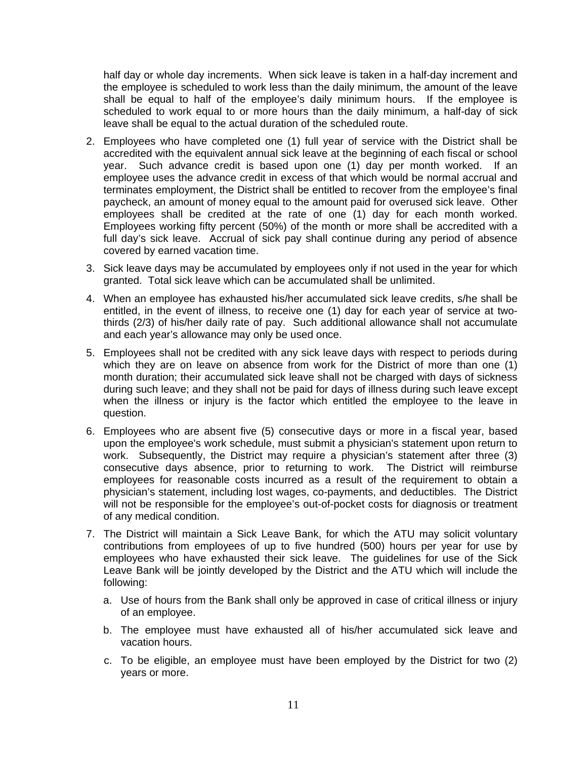half day or whole day increments. When sick leave is taken in a half-day increment and the employee is scheduled to work less than the daily minimum, the amount of the leave shall be equal to half of the employee's daily minimum hours. If the employee is scheduled to work equal to or more hours than the daily minimum, a half-day of sick leave shall be equal to the actual duration of the scheduled route.

2. Employees who have completed one (1) full year of service with the District shall be accredited with the equivalent annual sick leave at the beginning of each fiscal or school year. Such advance credit is based upon one (1) day per month worked. If an employee uses the advance credit in excess of that which would be normal accrual and terminates employment, the District shall be entitled to recover from the employee's final paycheck, an amount of money equal to the amount paid for overused sick leave. Other employees shall be credited at the rate of one (1) day for each month worked. Employees working fifty percent (50%) of the month or more shall be accredited with a full day's sick leave. Accrual of sick pay shall continue during any period of absence covered by earned vacation time.

3. Sick leave days may be accumulated by employees only if not used in the year for which granted. Total sick leave which can be accumulated shall be unlimited.

4. When an employee has exhausted his/her accumulated sick leave credits, s/he shall be entitled, in the event of illness, to receive one (1) day for each year of service at two-thirds (2/3) of his/her daily rate of pay. Such additional allowance shall not accumulate and each year's allowance may only be used once.

5. Employees shall not be credited with any sick leave days with respect to periods during which they are on leave on absence from work for the District of more than one (1) month duration; their accumulated sick leave shall not be charged with days of sickness during such leave; and they shall not be paid for days of illness during such leave except when the illness or injury is the factor which entitled the employee to the leave in question.

6. Employees who are absent five (5) consecutive days or more in a fiscal year, based upon the employee's work schedule, must submit a physician's statement upon return to work. Subsequently, the District may require a physician's statement after three (3) consecutive days absence, prior to returning to work. The District will reimburse employees for reasonable costs incurred as a result of the requirement to obtain a physician's statement, including lost wages, co-payments, and deductibles. The District will not be responsible for the employee's out-of-pocket costs for diagnosis or treatment of any medical condition.

7. The District will maintain a Sick Leave Bank, for which the ATU may solicit voluntary contributions from employees of up to five hundred (500) hours per year for use by employees who have exhausted their sick leave. The guidelines for use of the Sick Leave Bank will be jointly developed by the District and the ATU which will include the following:

   a. Use of hours from the Bank shall only be approved in case of critical illness or injury of an employee.

   b. The employee must have exhausted all of his/her accumulated sick leave and vacation hours.

   c. To be eligible, an employee must have been employed by the District for two (2) years or more.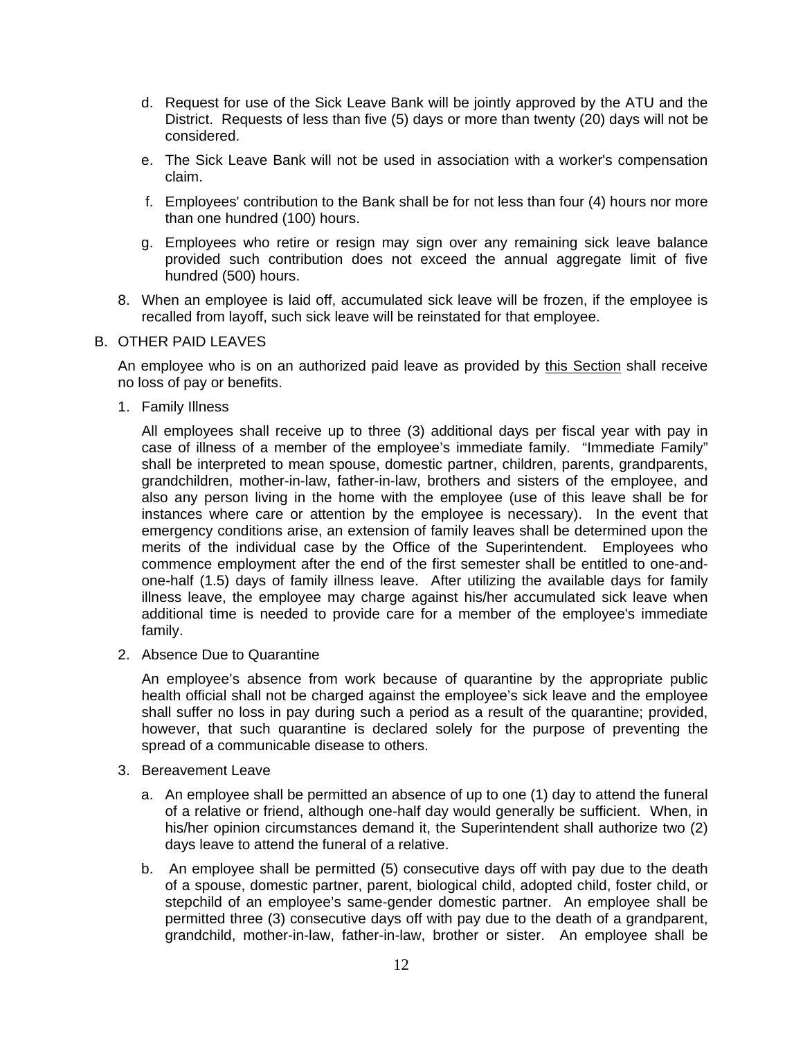d. Request for use of the Sick Leave Bank will be jointly approved by the ATU and the District. Requests of less than five (5) days or more than twenty (20) days will not be considered.

e. The Sick Leave Bank will not be used in association with a worker's compensation claim.

f. Employees' contribution to the Bank shall be for not less than four (4) hours nor more than one hundred (100) hours.

g. Employees who retire or resign may sign over any remaining sick leave balance provided such contribution does not exceed the annual aggregate limit of five hundred (500) hours.

8. When an employee is laid off, accumulated sick leave will be frozen, if the employee is recalled from layoff, such sick leave will be reinstated for that employee.

B. OTHER PAID LEAVES

An employee who is on an authorized paid leave as provided by <u>this Section</u> shall receive no loss of pay or benefits.

1. Family Illness

All employees shall receive up to three (3) additional days per fiscal year with pay in case of illness of a member of the employee's immediate family. "Immediate Family" shall be interpreted to mean spouse, domestic partner, children, parents, grandparents, grandchildren, mother-in-law, father-in-law, brothers and sisters of the employee, and also any person living in the home with the employee (use of this leave shall be for instances where care or attention by the employee is necessary). In the event that emergency conditions arise, an extension of family leaves shall be determined upon the merits of the individual case by the Office of the Superintendent. Employees who commence employment after the end of the first semester shall be entitled to one-and-one-half (1.5) days of family illness leave. After utilizing the available days for family illness leave, the employee may charge against his/her accumulated sick leave when additional time is needed to provide care for a member of the employee's immediate family.

2. Absence Due to Quarantine

An employee's absence from work because of quarantine by the appropriate public health official shall not be charged against the employee's sick leave and the employee shall suffer no loss in pay during such a period as a result of the quarantine; provided, however, that such quarantine is declared solely for the purpose of preventing the spread of a communicable disease to others.

3. Bereavement Leave

a. An employee shall be permitted an absence of up to one (1) day to attend the funeral of a relative or friend, although one-half day would generally be sufficient. When, in his/her opinion circumstances demand it, the Superintendent shall authorize two (2) days leave to attend the funeral of a relative.

b. An employee shall be permitted (5) consecutive days off with pay due to the death of a spouse, domestic partner, parent, biological child, adopted child, foster child, or stepchild of an employee's same-gender domestic partner. An employee shall be permitted three (3) consecutive days off with pay due to the death of a grandparent, grandchild, mother-in-law, father-in-law, brother or sister. An employee shall be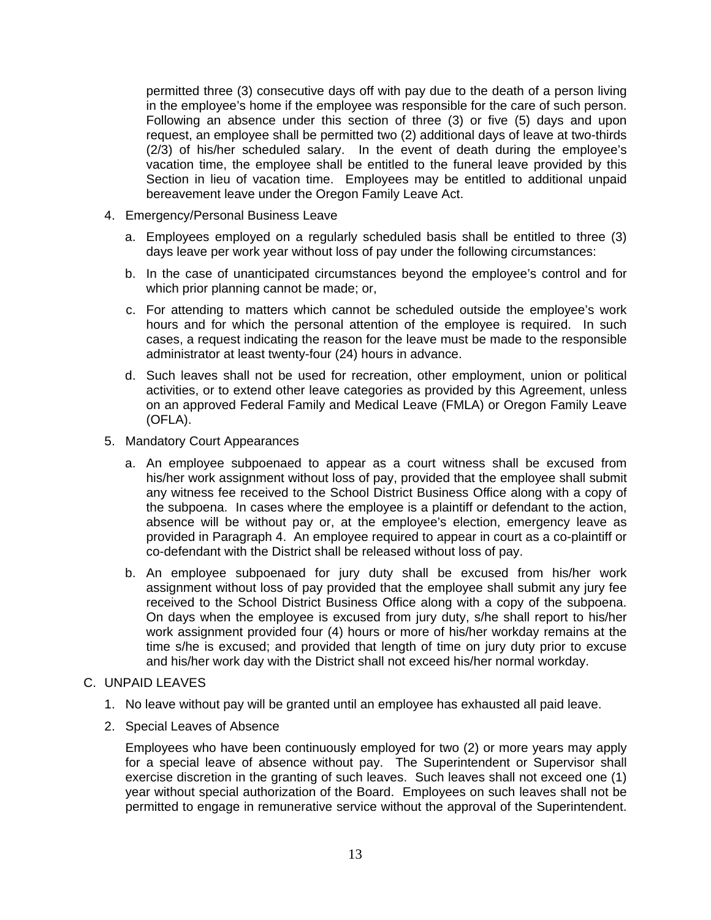permitted three (3) consecutive days off with pay due to the death of a person living in the employee's home if the employee was responsible for the care of such person. Following an absence under this section of three (3) or five (5) days and upon request, an employee shall be permitted two (2) additional days of leave at two-thirds (2/3) of his/her scheduled salary. In the event of death during the employee's vacation time, the employee shall be entitled to the funeral leave provided by this Section in lieu of vacation time. Employees may be entitled to additional unpaid bereavement leave under the Oregon Family Leave Act.

4. Emergency/Personal Business Leave

   a. Employees employed on a regularly scheduled basis shall be entitled to three (3) days leave per work year without loss of pay under the following circumstances:

   b. In the case of unanticipated circumstances beyond the employee's control and for which prior planning cannot be made; or,

   c. For attending to matters which cannot be scheduled outside the employee's work hours and for which the personal attention of the employee is required. In such cases, a request indicating the reason for the leave must be made to the responsible administrator at least twenty-four (24) hours in advance.

   d. Such leaves shall not be used for recreation, other employment, union or political activities, or to extend other leave categories as provided by this Agreement, unless on an approved Federal Family and Medical Leave (FMLA) or Oregon Family Leave (OFLA).

5. Mandatory Court Appearances

   a. An employee subpoenaed to appear as a court witness shall be excused from his/her work assignment without loss of pay, provided that the employee shall submit any witness fee received to the School District Business Office along with a copy of the subpoena. In cases where the employee is a plaintiff or defendant to the action, absence will be without pay or, at the employee's election, emergency leave as provided in Paragraph 4. An employee required to appear in court as a co-plaintiff or co-defendant with the District shall be released without loss of pay.

   b. An employee subpoenaed for jury duty shall be excused from his/her work assignment without loss of pay provided that the employee shall submit any jury fee received to the School District Business Office along with a copy of the subpoena. On days when the employee is excused from jury duty, s/he shall report to his/her work assignment provided four (4) hours or more of his/her workday remains at the time s/he is excused; and provided that length of time on jury duty prior to excuse and his/her work day with the District shall not exceed his/her normal workday.

C. UNPAID LEAVES

1. No leave without pay will be granted until an employee has exhausted all paid leave.

2. Special Leaves of Absence

   Employees who have been continuously employed for two (2) or more years may apply for a special leave of absence without pay. The Superintendent or Supervisor shall exercise discretion in the granting of such leaves. Such leaves shall not exceed one (1) year without special authorization of the Board. Employees on such leaves shall not be permitted to engage in remunerative service without the approval of the Superintendent.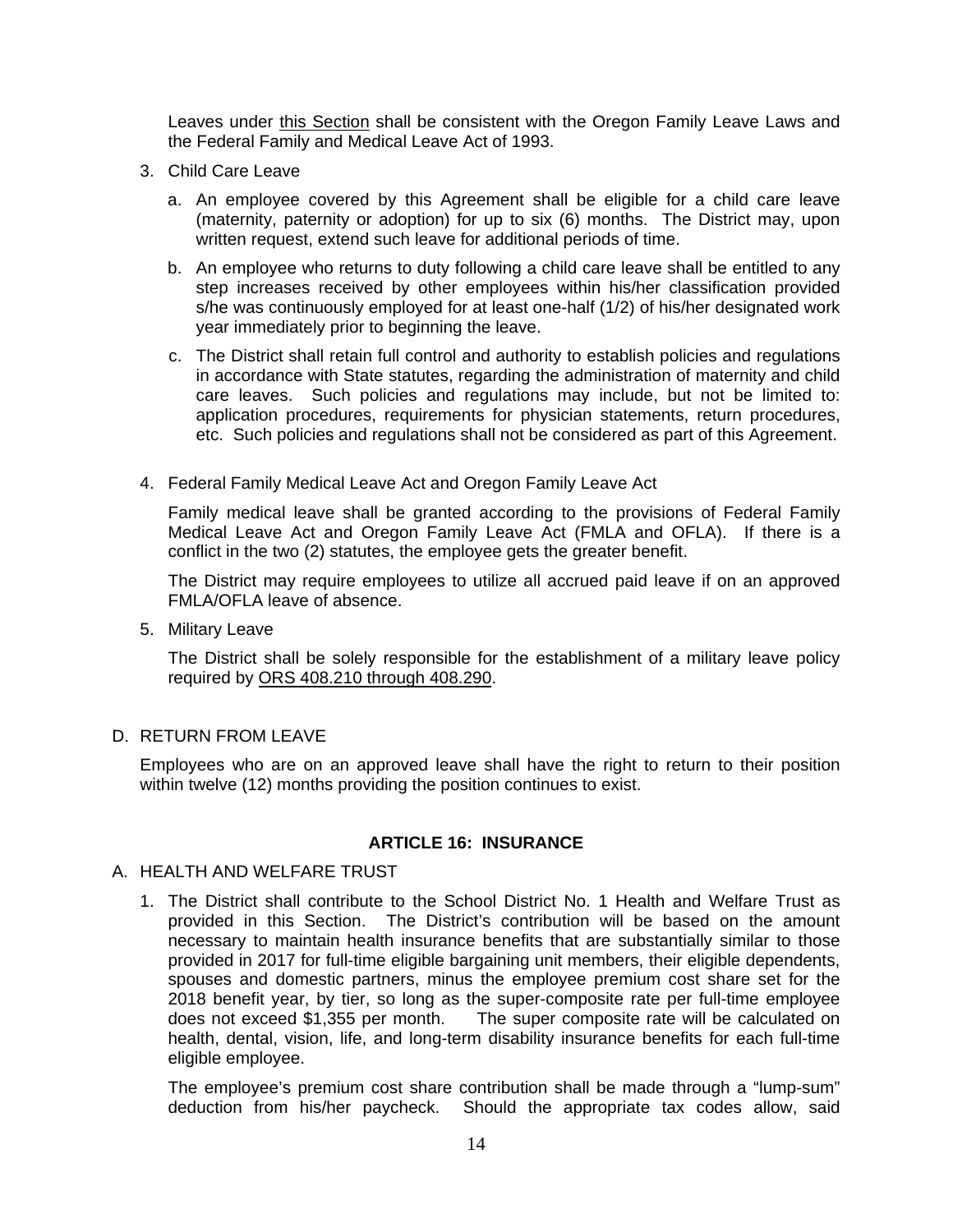Leaves under this Section shall be consistent with the Oregon Family Leave Laws and the Federal Family and Medical Leave Act of 1993.

3. Child Care Leave

   a. An employee covered by this Agreement shall be eligible for a child care leave (maternity, paternity or adoption) for up to six (6) months. The District may, upon written request, extend such leave for additional periods of time.

   b. An employee who returns to duty following a child care leave shall be entitled to any step increases received by other employees within his/her classification provided s/he was continuously employed for at least one-half (1/2) of his/her designated work year immediately prior to beginning the leave.

   c. The District shall retain full control and authority to establish policies and regulations in accordance with State statutes, regarding the administration of maternity and child care leaves. Such policies and regulations may include, but not be limited to: application procedures, requirements for physician statements, return procedures, etc. Such policies and regulations shall not be considered as part of this Agreement.

4. Federal Family Medical Leave Act and Oregon Family Leave Act

   Family medical leave shall be granted according to the provisions of Federal Family Medical Leave Act and Oregon Family Leave Act (FMLA and OFLA). If there is a conflict in the two (2) statutes, the employee gets the greater benefit.

   The District may require employees to utilize all accrued paid leave if on an approved FMLA/OFLA leave of absence.

5. Military Leave

   The District shall be solely responsible for the establishment of a military leave policy required by ORS 408.210 through 408.290.

D. RETURN FROM LEAVE

Employees who are on an approved leave shall have the right to return to their position within twelve (12) months providing the position continues to exist.

## ARTICLE 16: INSURANCE

A. HEALTH AND WELFARE TRUST

1. The District shall contribute to the School District No. 1 Health and Welfare Trust as provided in this Section. The District's contribution will be based on the amount necessary to maintain health insurance benefits that are substantially similar to those provided in 2017 for full-time eligible bargaining unit members, their eligible dependents, spouses and domestic partners, minus the employee premium cost share set for the 2018 benefit year, by tier, so long as the super-composite rate per full-time employee does not exceed $1,355 per month. The super composite rate will be calculated on health, dental, vision, life, and long-term disability insurance benefits for each full-time eligible employee.

   The employee's premium cost share contribution shall be made through a "lump-sum" deduction from his/her paycheck. Should the appropriate tax codes allow, said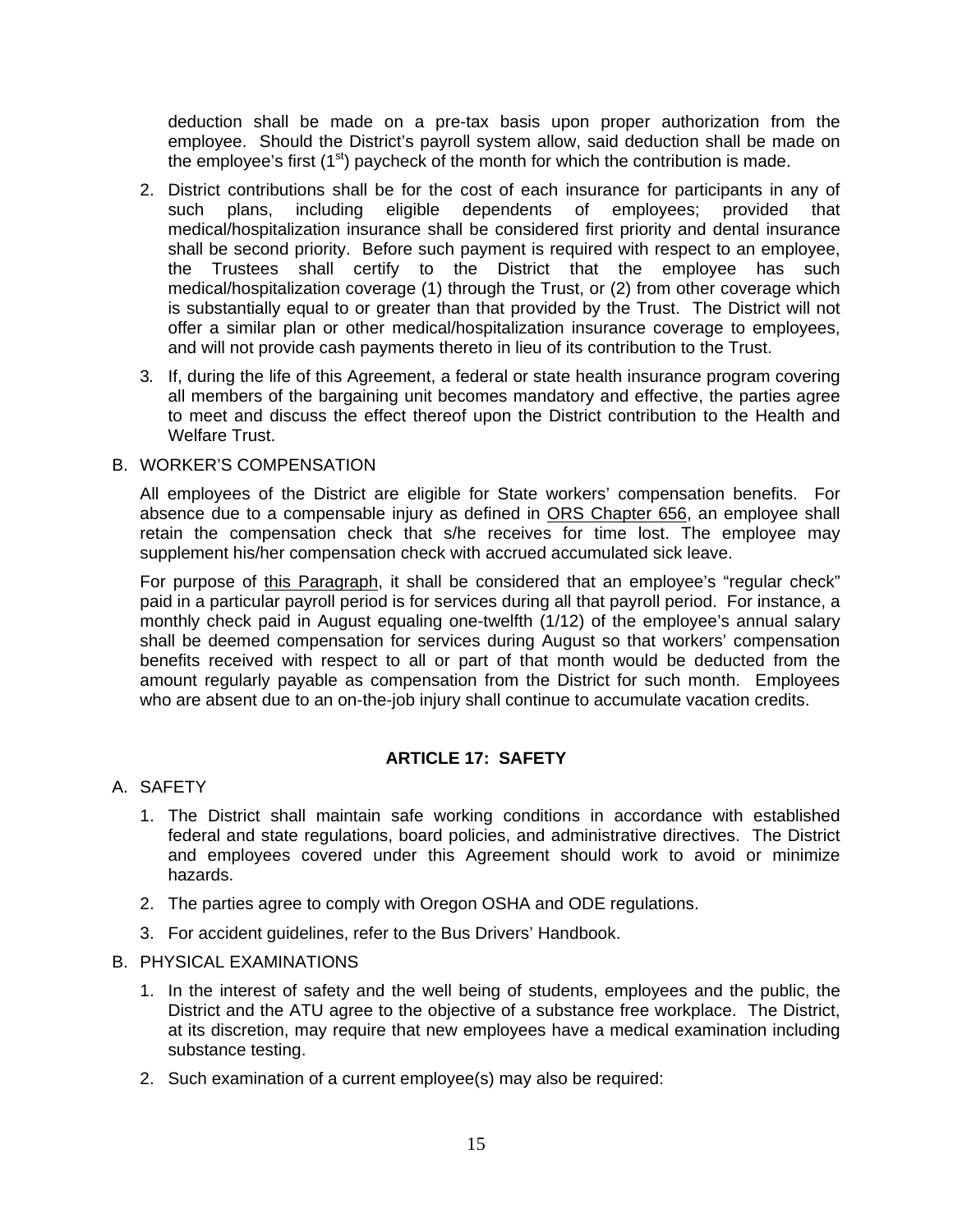deduction shall be made on a pre-tax basis upon proper authorization from the employee. Should the District's payroll system allow, said deduction shall be made on the employee's first (1st) paycheck of the month for which the contribution is made.

2. District contributions shall be for the cost of each insurance for participants in any of such plans, including eligible dependents of employees; provided that medical/hospitalization insurance shall be considered first priority and dental insurance shall be second priority. Before such payment is required with respect to an employee, the Trustees shall certify to the District that the employee has such medical/hospitalization coverage (1) through the Trust, or (2) from other coverage which is substantially equal to or greater than that provided by the Trust. The District will not offer a similar plan or other medical/hospitalization insurance coverage to employees, and will not provide cash payments thereto in lieu of its contribution to the Trust.

3. If, during the life of this Agreement, a federal or state health insurance program covering all members of the bargaining unit becomes mandatory and effective, the parties agree to meet and discuss the effect thereof upon the District contribution to the Health and Welfare Trust.

B. WORKER'S COMPENSATION

All employees of the District are eligible for State workers' compensation benefits. For absence due to a compensable injury as defined in ORS Chapter 656, an employee shall retain the compensation check that s/he receives for time lost. The employee may supplement his/her compensation check with accrued accumulated sick leave.

For purpose of this Paragraph, it shall be considered that an employee's "regular check" paid in a particular payroll period is for services during all that payroll period. For instance, a monthly check paid in August equaling one-twelfth (1/12) of the employee's annual salary shall be deemed compensation for services during August so that workers' compensation benefits received with respect to all or part of that month would be deducted from the amount regularly payable as compensation from the District for such month. Employees who are absent due to an on-the-job injury shall continue to accumulate vacation credits.

## ARTICLE 17: SAFETY

A. SAFETY

1. The District shall maintain safe working conditions in accordance with established federal and state regulations, board policies, and administrative directives. The District and employees covered under this Agreement should work to avoid or minimize hazards.
2. The parties agree to comply with Oregon OSHA and ODE regulations.
3. For accident guidelines, refer to the Bus Drivers' Handbook.

B. PHYSICAL EXAMINATIONS

1. In the interest of safety and the well being of students, employees and the public, the District and the ATU agree to the objective of a substance free workplace. The District, at its discretion, may require that new employees have a medical examination including substance testing.
2. Such examination of a current employee(s) may also be required: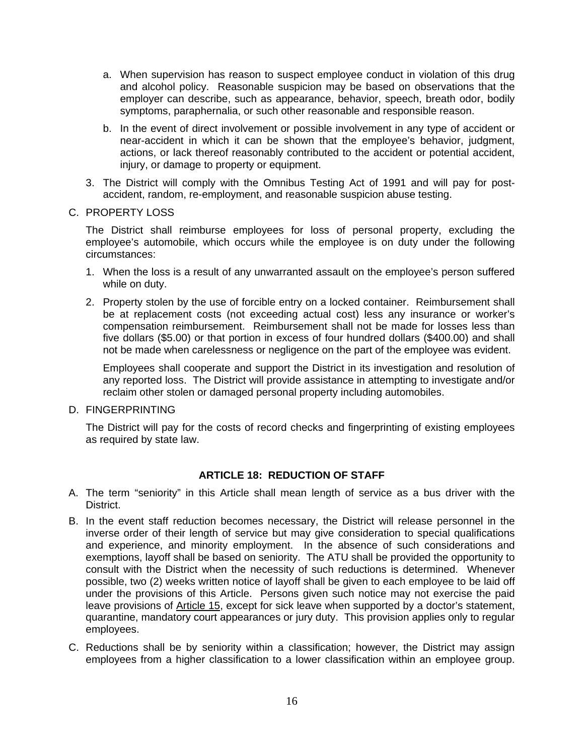a. When supervision has reason to suspect employee conduct in violation of this drug and alcohol policy. Reasonable suspicion may be based on observations that the employer can describe, such as appearance, behavior, speech, breath odor, bodily symptoms, paraphernalia, or such other reasonable and responsible reason.

b. In the event of direct involvement or possible involvement in any type of accident or near-accident in which it can be shown that the employee's behavior, judgment, actions, or lack thereof reasonably contributed to the accident or potential accident, injury, or damage to property or equipment.

3. The District will comply with the Omnibus Testing Act of 1991 and will pay for post-accident, random, re-employment, and reasonable suspicion abuse testing.

C. PROPERTY LOSS

The District shall reimburse employees for loss of personal property, excluding the employee's automobile, which occurs while the employee is on duty under the following circumstances:

1. When the loss is a result of any unwarranted assault on the employee's person suffered while on duty.

2. Property stolen by the use of forcible entry on a locked container. Reimbursement shall be at replacement costs (not exceeding actual cost) less any insurance or worker's compensation reimbursement. Reimbursement shall not be made for losses less than five dollars ($5.00) or that portion in excess of four hundred dollars ($400.00) and shall not be made when carelessness or negligence on the part of the employee was evident.

   Employees shall cooperate and support the District in its investigation and resolution of any reported loss. The District will provide assistance in attempting to investigate and/or reclaim other stolen or damaged personal property including automobiles.

D. FINGERPRINTING

The District will pay for the costs of record checks and fingerprinting of existing employees as required by state law.

## ARTICLE 18: REDUCTION OF STAFF

A. The term "seniority" in this Article shall mean length of service as a bus driver with the District.

B. In the event staff reduction becomes necessary, the District will release personnel in the inverse order of their length of service but may give consideration to special qualifications and experience, and minority employment. In the absence of such considerations and exemptions, layoff shall be based on seniority. The ATU shall be provided the opportunity to consult with the District when the necessity of such reductions is determined. Whenever possible, two (2) weeks written notice of layoff shall be given to each employee to be laid off under the provisions of this Article. Persons given such notice may not exercise the paid leave provisions of Article 15, except for sick leave when supported by a doctor's statement, quarantine, mandatory court appearances or jury duty. This provision applies only to regular employees.

C. Reductions shall be by seniority within a classification; however, the District may assign employees from a higher classification to a lower classification within an employee group.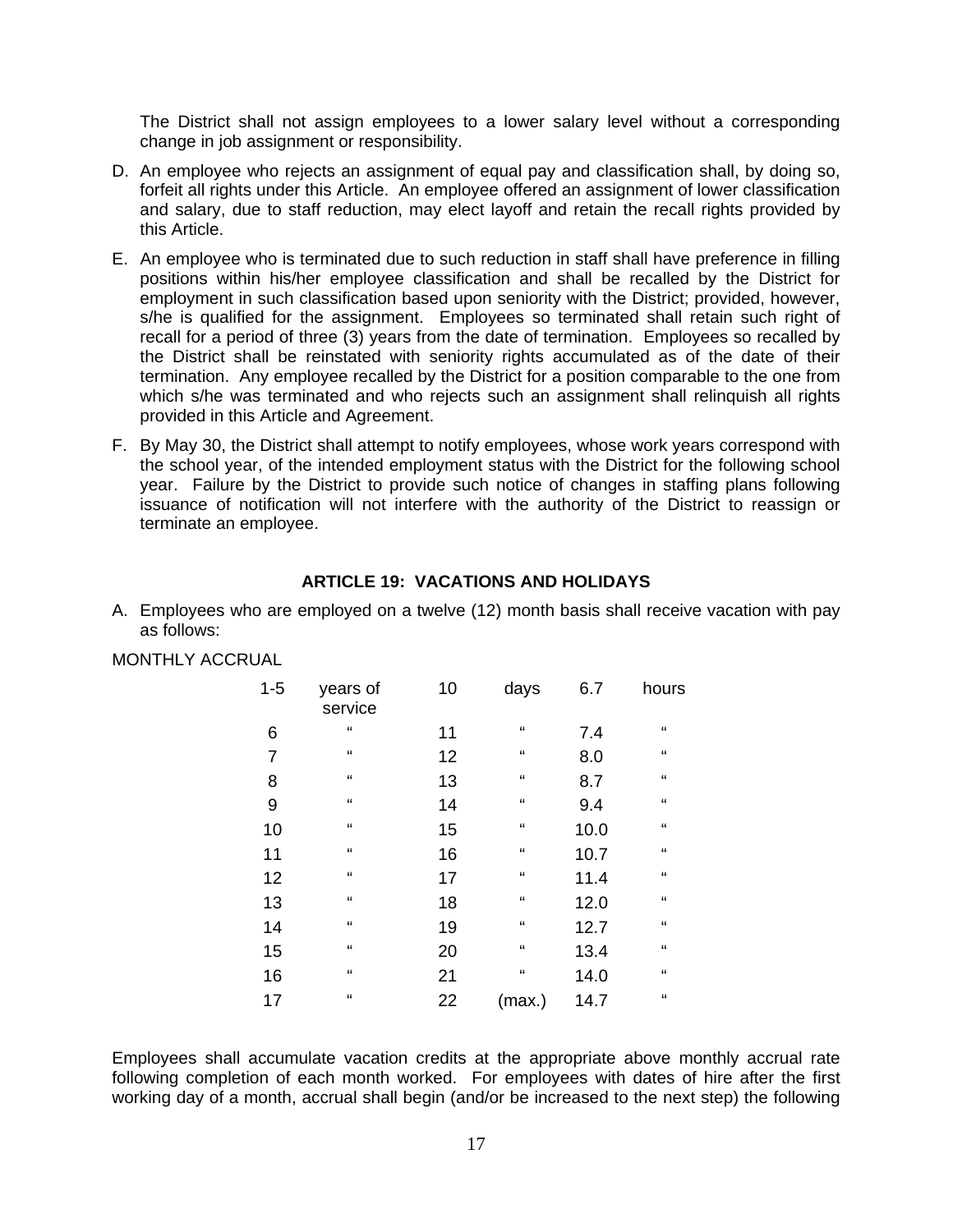The District shall not assign employees to a lower salary level without a corresponding change in job assignment or responsibility.

D. An employee who rejects an assignment of equal pay and classification shall, by doing so, forfeit all rights under this Article. An employee offered an assignment of lower classification and salary, due to staff reduction, may elect layoff and retain the recall rights provided by this Article.

E. An employee who is terminated due to such reduction in staff shall have preference in filling positions within his/her employee classification and shall be recalled by the District for employment in such classification based upon seniority with the District; provided, however, s/he is qualified for the assignment. Employees so terminated shall retain such right of recall for a period of three (3) years from the date of termination. Employees so recalled by the District shall be reinstated with seniority rights accumulated as of the date of their termination. Any employee recalled by the District for a position comparable to the one from which s/he was terminated and who rejects such an assignment shall relinquish all rights provided in this Article and Agreement.

F. By May 30, the District shall attempt to notify employees, whose work years correspond with the school year, of the intended employment status with the District for the following school year. Failure by the District to provide such notice of changes in staffing plans following issuance of notification will not interfere with the authority of the District to reassign or terminate an employee.

## ARTICLE 19: VACATIONS AND HOLIDAYS

A. Employees who are employed on a twelve (12) month basis shall receive vacation with pay as follows:

MONTHLY ACCRUAL

| | | | | | |
|---|---|---|---|---|---|
| 1-5 | years of service | 10 | days | 6.7 | hours |
| 6 | " | 11 | " | 7.4 | " |
| 7 | " | 12 | " | 8.0 | " |
| 8 | " | 13 | " | 8.7 | " |
| 9 | " | 14 | " | 9.4 | " |
| 10 | " | 15 | " | 10.0 | " |
| 11 | " | 16 | " | 10.7 | " |
| 12 | " | 17 | " | 11.4 | " |
| 13 | " | 18 | " | 12.0 | " |
| 14 | " | 19 | " | 12.7 | " |
| 15 | " | 20 | " | 13.4 | " |
| 16 | " | 21 | " | 14.0 | " |
| 17 | " | 22 | (max.) | 14.7 | " |

Employees shall accumulate vacation credits at the appropriate above monthly accrual rate following completion of each month worked. For employees with dates of hire after the first working day of a month, accrual shall begin (and/or be increased to the next step) the following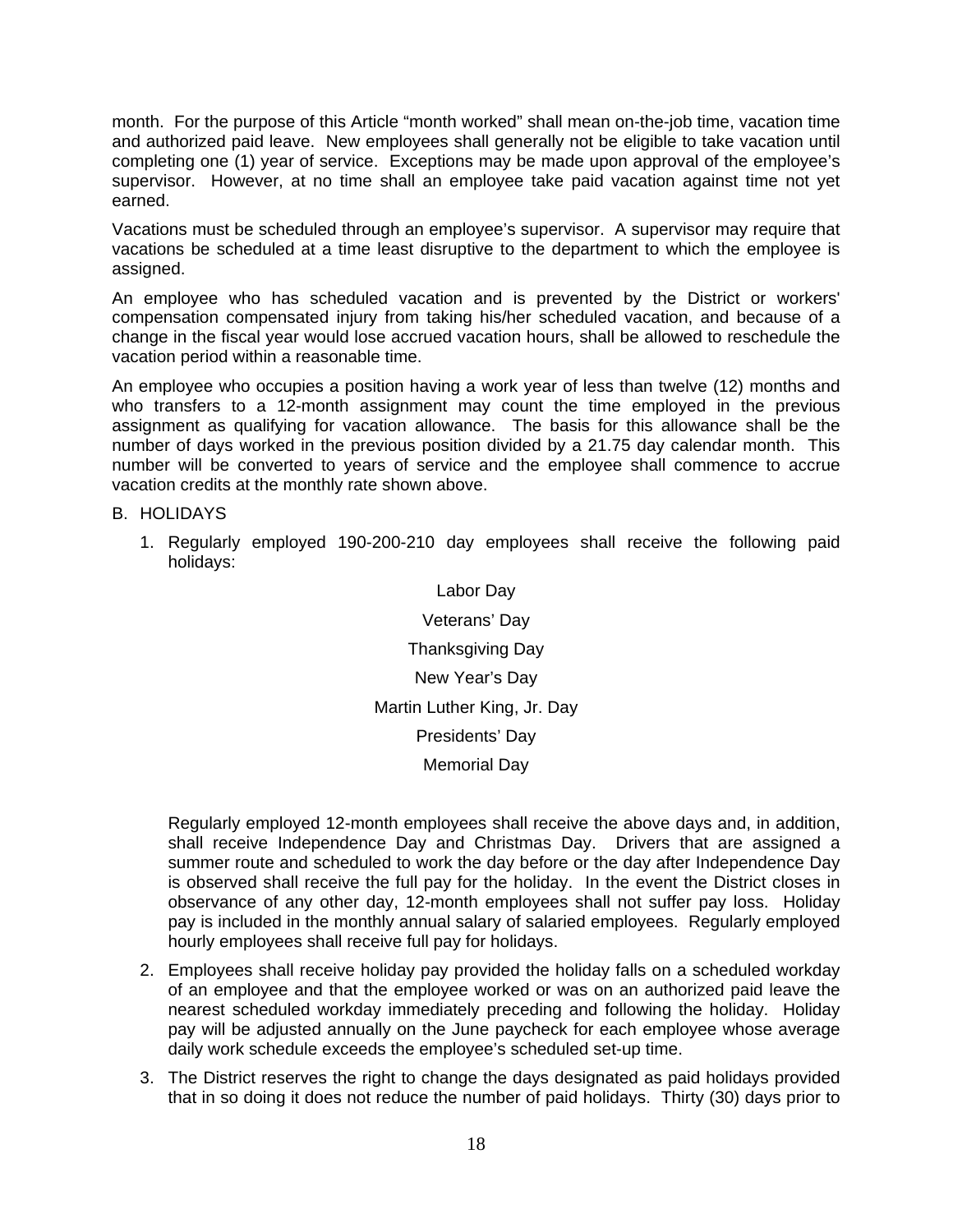month. For the purpose of this Article "month worked" shall mean on-the-job time, vacation time and authorized paid leave. New employees shall generally not be eligible to take vacation until completing one (1) year of service. Exceptions may be made upon approval of the employee's supervisor. However, at no time shall an employee take paid vacation against time not yet earned.

Vacations must be scheduled through an employee's supervisor. A supervisor may require that vacations be scheduled at a time least disruptive to the department to which the employee is assigned.

An employee who has scheduled vacation and is prevented by the District or workers' compensation compensated injury from taking his/her scheduled vacation, and because of a change in the fiscal year would lose accrued vacation hours, shall be allowed to reschedule the vacation period within a reasonable time.

An employee who occupies a position having a work year of less than twelve (12) months and who transfers to a 12-month assignment may count the time employed in the previous assignment as qualifying for vacation allowance. The basis for this allowance shall be the number of days worked in the previous position divided by a 21.75 day calendar month. This number will be converted to years of service and the employee shall commence to accrue vacation credits at the monthly rate shown above.

B. HOLIDAYS

1. Regularly employed 190-200-210 day employees shall receive the following paid holidays:

   Labor Day
   
   Veterans' Day
   
   Thanksgiving Day
   
   New Year's Day
   
   Martin Luther King, Jr. Day
   
   Presidents' Day
   
   Memorial Day

   Regularly employed 12-month employees shall receive the above days and, in addition, shall receive Independence Day and Christmas Day. Drivers that are assigned a summer route and scheduled to work the day before or the day after Independence Day is observed shall receive the full pay for the holiday. In the event the District closes in observance of any other day, 12-month employees shall not suffer pay loss. Holiday pay is included in the monthly annual salary of salaried employees. Regularly employed hourly employees shall receive full pay for holidays.

2. Employees shall receive holiday pay provided the holiday falls on a scheduled workday of an employee and that the employee worked or was on an authorized paid leave the nearest scheduled workday immediately preceding and following the holiday. Holiday pay will be adjusted annually on the June paycheck for each employee whose average daily work schedule exceeds the employee's scheduled set-up time.

3. The District reserves the right to change the days designated as paid holidays provided that in so doing it does not reduce the number of paid holidays. Thirty (30) days prior to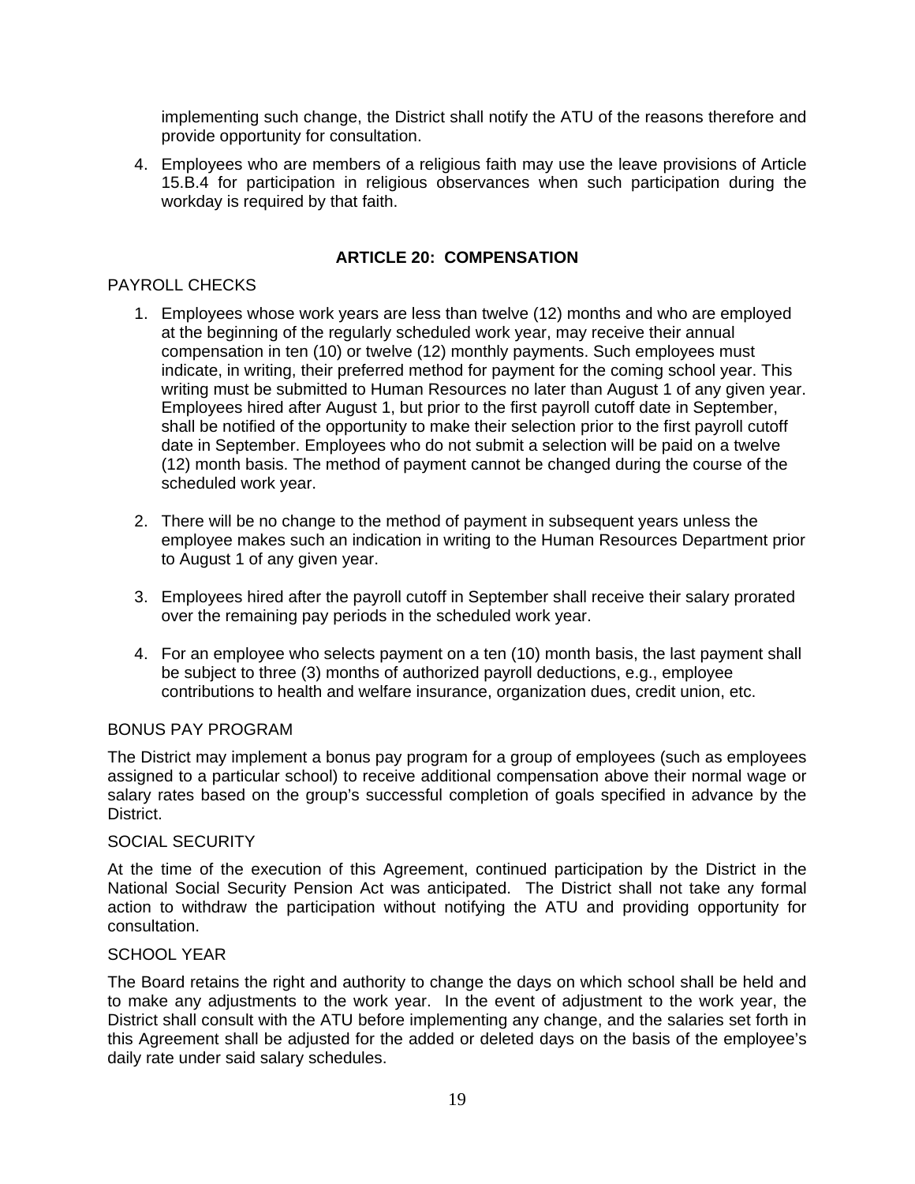implementing such change, the District shall notify the ATU of the reasons therefore and provide opportunity for consultation.

4. Employees who are members of a religious faith may use the leave provisions of Article 15.B.4 for participation in religious observances when such participation during the workday is required by that faith.

## ARTICLE 20: COMPENSATION

PAYROLL CHECKS

1. Employees whose work years are less than twelve (12) months and who are employed at the beginning of the regularly scheduled work year, may receive their annual compensation in ten (10) or twelve (12) monthly payments. Such employees must indicate, in writing, their preferred method for payment for the coming school year. This writing must be submitted to Human Resources no later than August 1 of any given year. Employees hired after August 1, but prior to the first payroll cutoff date in September, shall be notified of the opportunity to make their selection prior to the first payroll cutoff date in September. Employees who do not submit a selection will be paid on a twelve (12) month basis. The method of payment cannot be changed during the course of the scheduled work year.

2. There will be no change to the method of payment in subsequent years unless the employee makes such an indication in writing to the Human Resources Department prior to August 1 of any given year.

3. Employees hired after the payroll cutoff in September shall receive their salary prorated over the remaining pay periods in the scheduled work year.

4. For an employee who selects payment on a ten (10) month basis, the last payment shall be subject to three (3) months of authorized payroll deductions, e.g., employee contributions to health and welfare insurance, organization dues, credit union, etc.

BONUS PAY PROGRAM

The District may implement a bonus pay program for a group of employees (such as employees assigned to a particular school) to receive additional compensation above their normal wage or salary rates based on the group's successful completion of goals specified in advance by the District.

SOCIAL SECURITY

At the time of the execution of this Agreement, continued participation by the District in the National Social Security Pension Act was anticipated. The District shall not take any formal action to withdraw the participation without notifying the ATU and providing opportunity for consultation.

SCHOOL YEAR

The Board retains the right and authority to change the days on which school shall be held and to make any adjustments to the work year. In the event of adjustment to the work year, the District shall consult with the ATU before implementing any change, and the salaries set forth in this Agreement shall be adjusted for the added or deleted days on the basis of the employee's daily rate under said salary schedules.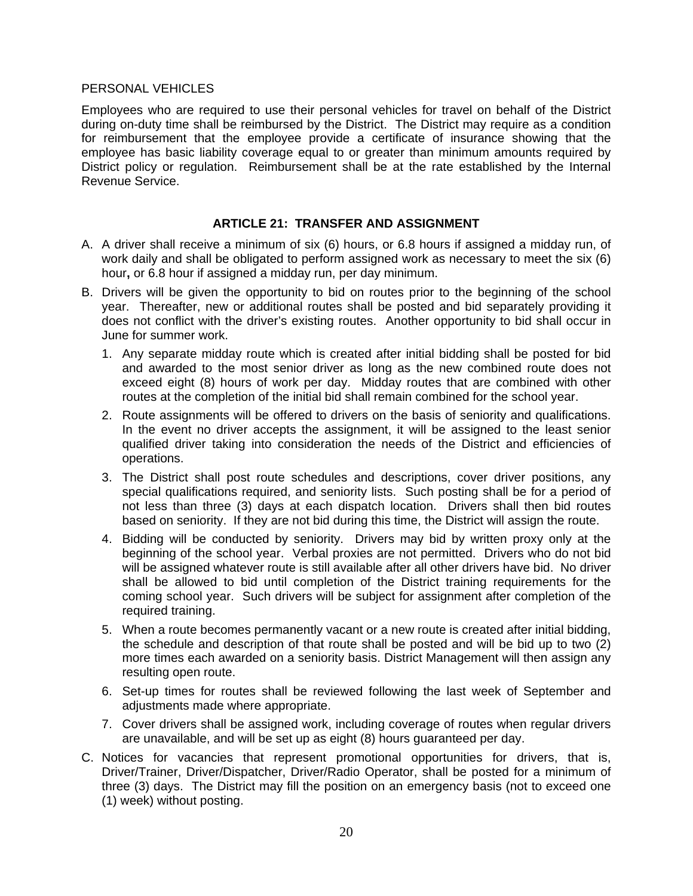PERSONAL VEHICLES

Employees who are required to use their personal vehicles for travel on behalf of the District during on-duty time shall be reimbursed by the District. The District may require as a condition for reimbursement that the employee provide a certificate of insurance showing that the employee has basic liability coverage equal to or greater than minimum amounts required by District policy or regulation. Reimbursement shall be at the rate established by the Internal Revenue Service.

## ARTICLE 21: TRANSFER AND ASSIGNMENT

A. A driver shall receive a minimum of six (6) hours, or 6.8 hours if assigned a midday run, of work daily and shall be obligated to perform assigned work as necessary to meet the six (6) hour**,** or 6.8 hour if assigned a midday run, per day minimum.

B. Drivers will be given the opportunity to bid on routes prior to the beginning of the school year. Thereafter, new or additional routes shall be posted and bid separately providing it does not conflict with the driver's existing routes. Another opportunity to bid shall occur in June for summer work.

   1. Any separate midday route which is created after initial bidding shall be posted for bid and awarded to the most senior driver as long as the new combined route does not exceed eight (8) hours of work per day. Midday routes that are combined with other routes at the completion of the initial bid shall remain combined for the school year.

   2. Route assignments will be offered to drivers on the basis of seniority and qualifications. In the event no driver accepts the assignment, it will be assigned to the least senior qualified driver taking into consideration the needs of the District and efficiencies of operations.

   3. The District shall post route schedules and descriptions, cover driver positions, any special qualifications required, and seniority lists. Such posting shall be for a period of not less than three (3) days at each dispatch location. Drivers shall then bid routes based on seniority. If they are not bid during this time, the District will assign the route.

   4. Bidding will be conducted by seniority. Drivers may bid by written proxy only at the beginning of the school year. Verbal proxies are not permitted. Drivers who do not bid will be assigned whatever route is still available after all other drivers have bid. No driver shall be allowed to bid until completion of the District training requirements for the coming school year. Such drivers will be subject for assignment after completion of the required training.

   5. When a route becomes permanently vacant or a new route is created after initial bidding, the schedule and description of that route shall be posted and will be bid up to two (2) more times each awarded on a seniority basis. District Management will then assign any resulting open route.

   6. Set-up times for routes shall be reviewed following the last week of September and adjustments made where appropriate.

   7. Cover drivers shall be assigned work, including coverage of routes when regular drivers are unavailable, and will be set up as eight (8) hours guaranteed per day.

C. Notices for vacancies that represent promotional opportunities for drivers, that is, Driver/Trainer, Driver/Dispatcher, Driver/Radio Operator, shall be posted for a minimum of three (3) days. The District may fill the position on an emergency basis (not to exceed one (1) week) without posting.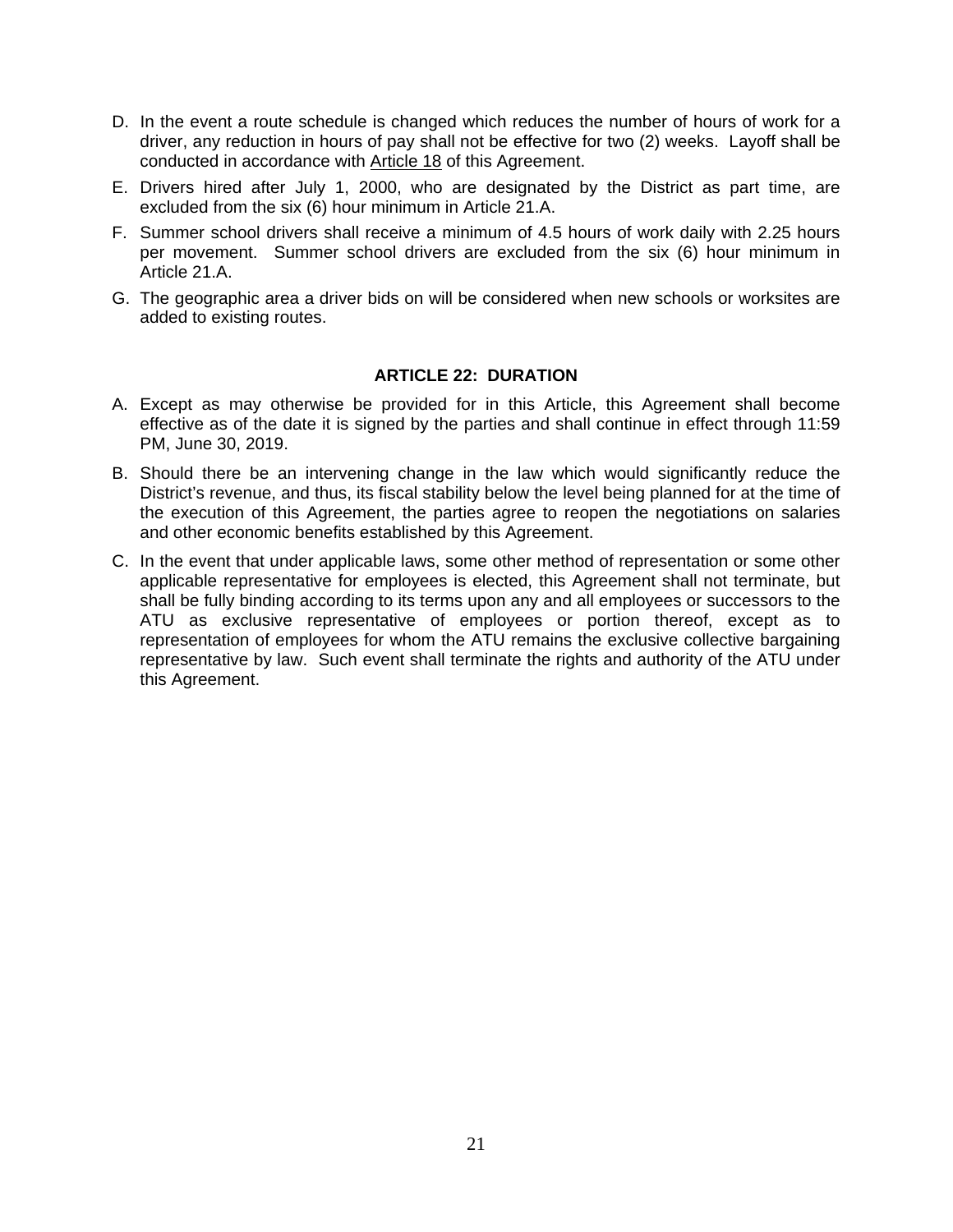D. In the event a route schedule is changed which reduces the number of hours of work for a driver, any reduction in hours of pay shall not be effective for two (2) weeks. Layoff shall be conducted in accordance with Article 18 of this Agreement.

E. Drivers hired after July 1, 2000, who are designated by the District as part time, are excluded from the six (6) hour minimum in Article 21.A.

F. Summer school drivers shall receive a minimum of 4.5 hours of work daily with 2.25 hours per movement. Summer school drivers are excluded from the six (6) hour minimum in Article 21.A.

G. The geographic area a driver bids on will be considered when new schools or worksites are added to existing routes.

## ARTICLE 22: DURATION

A. Except as may otherwise be provided for in this Article, this Agreement shall become effective as of the date it is signed by the parties and shall continue in effect through 11:59 PM, June 30, 2019.

B. Should there be an intervening change in the law which would significantly reduce the District's revenue, and thus, its fiscal stability below the level being planned for at the time of the execution of this Agreement, the parties agree to reopen the negotiations on salaries and other economic benefits established by this Agreement.

C. In the event that under applicable laws, some other method of representation or some other applicable representative for employees is elected, this Agreement shall not terminate, but shall be fully binding according to its terms upon any and all employees or successors to the ATU as exclusive representative of employees or portion thereof, except as to representation of employees for whom the ATU remains the exclusive collective bargaining representative by law. Such event shall terminate the rights and authority of the ATU under this Agreement.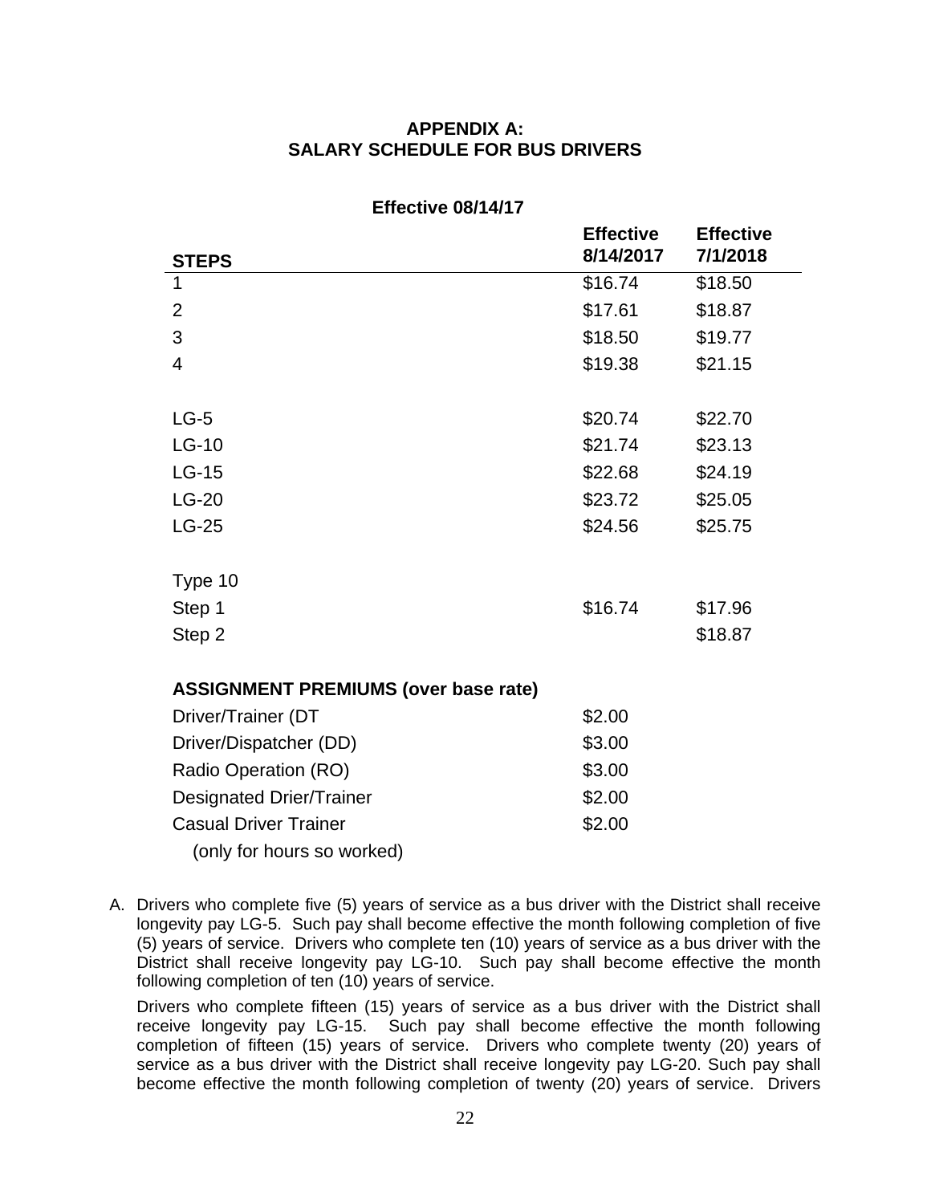# APPENDIX A:
# SALARY SCHEDULE FOR BUS DRIVERS

**Effective 08/14/17**

| STEPS | Effective 8/14/2017 | Effective 7/1/2018 |
|---|---|---|
| 1 | $16.74 | $18.50 |
| 2 | $17.61 | $18.87 |
| 3 | $18.50 | $19.77 |
| 4 | $19.38 | $21.15 |
| | | |
| LG-5 | $20.74 | $22.70 |
| LG-10 | $21.74 | $23.13 |
| LG-15 | $22.68 | $24.19 |
| LG-20 | $23.72 | $25.05 |
| LG-25 | $24.56 | $25.75 |
| | | |
| Type 10 | | |
| Step 1 | $16.74 | $17.96 |
| Step 2 | | $18.87 |
| | | |
| **ASSIGNMENT PREMIUMS (over base rate)** | | |
| Driver/Trainer (DT | $2.00 | |
| Driver/Dispatcher (DD) | $3.00 | |
| Radio Operation (RO) | $3.00 | |
| Designated Drier/Trainer | $2.00 | |
| Casual Driver Trainer (only for hours so worked) | $2.00 | |

A. Drivers who complete five (5) years of service as a bus driver with the District shall receive longevity pay LG-5. Such pay shall become effective the month following completion of five (5) years of service. Drivers who complete ten (10) years of service as a bus driver with the District shall receive longevity pay LG-10. Such pay shall become effective the month following completion of ten (10) years of service.

Drivers who complete fifteen (15) years of service as a bus driver with the District shall receive longevity pay LG-15. Such pay shall become effective the month following completion of fifteen (15) years of service. Drivers who complete twenty (20) years of service as a bus driver with the District shall receive longevity pay LG-20. Such pay shall become effective the month following completion of twenty (20) years of service. Drivers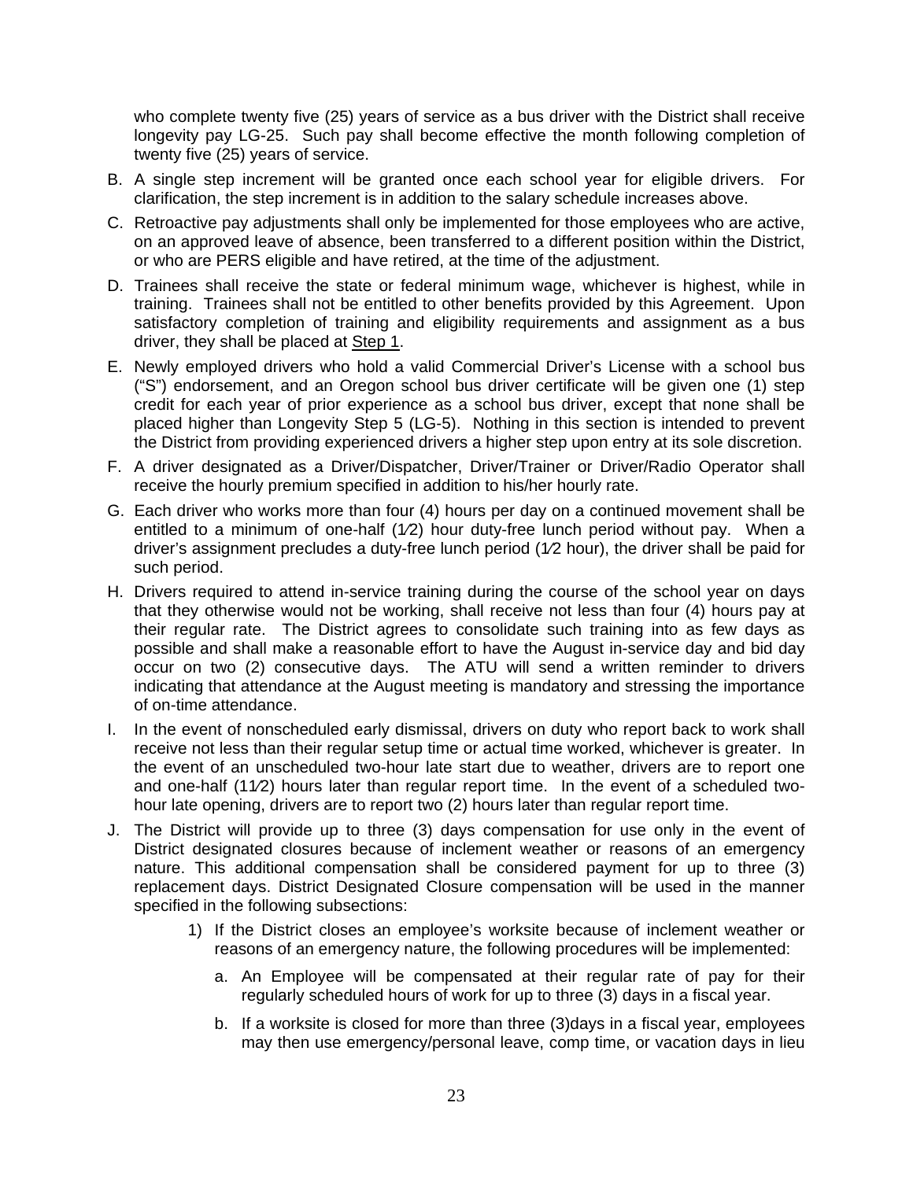who complete twenty five (25) years of service as a bus driver with the District shall receive longevity pay LG-25. Such pay shall become effective the month following completion of twenty five (25) years of service.

B. A single step increment will be granted once each school year for eligible drivers. For clarification, the step increment is in addition to the salary schedule increases above.

C. Retroactive pay adjustments shall only be implemented for those employees who are active, on an approved leave of absence, been transferred to a different position within the District, or who are PERS eligible and have retired, at the time of the adjustment.

D. Trainees shall receive the state or federal minimum wage, whichever is highest, while in training. Trainees shall not be entitled to other benefits provided by this Agreement. Upon satisfactory completion of training and eligibility requirements and assignment as a bus driver, they shall be placed at Step 1.

E. Newly employed drivers who hold a valid Commercial Driver's License with a school bus ("S") endorsement, and an Oregon school bus driver certificate will be given one (1) step credit for each year of prior experience as a school bus driver, except that none shall be placed higher than Longevity Step 5 (LG-5). Nothing in this section is intended to prevent the District from providing experienced drivers a higher step upon entry at its sole discretion.

F. A driver designated as a Driver/Dispatcher, Driver/Trainer or Driver/Radio Operator shall receive the hourly premium specified in addition to his/her hourly rate.

G. Each driver who works more than four (4) hours per day on a continued movement shall be entitled to a minimum of one-half (1⁄2) hour duty-free lunch period without pay. When a driver's assignment precludes a duty-free lunch period (1⁄2 hour), the driver shall be paid for such period.

H. Drivers required to attend in-service training during the course of the school year on days that they otherwise would not be working, shall receive not less than four (4) hours pay at their regular rate. The District agrees to consolidate such training into as few days as possible and shall make a reasonable effort to have the August in-service day and bid day occur on two (2) consecutive days. The ATU will send a written reminder to drivers indicating that attendance at the August meeting is mandatory and stressing the importance of on-time attendance.

I. In the event of nonscheduled early dismissal, drivers on duty who report back to work shall receive not less than their regular setup time or actual time worked, whichever is greater. In the event of an unscheduled two-hour late start due to weather, drivers are to report one and one-half (11⁄2) hours later than regular report time. In the event of a scheduled two-hour late opening, drivers are to report two (2) hours later than regular report time.

J. The District will provide up to three (3) days compensation for use only in the event of District designated closures because of inclement weather or reasons of an emergency nature. This additional compensation shall be considered payment for up to three (3) replacement days. District Designated Closure compensation will be used in the manner specified in the following subsections:

   1) If the District closes an employee's worksite because of inclement weather or reasons of an emergency nature, the following procedures will be implemented:

      a. An Employee will be compensated at their regular rate of pay for their regularly scheduled hours of work for up to three (3) days in a fiscal year.

      b. If a worksite is closed for more than three (3)days in a fiscal year, employees may then use emergency/personal leave, comp time, or vacation days in lieu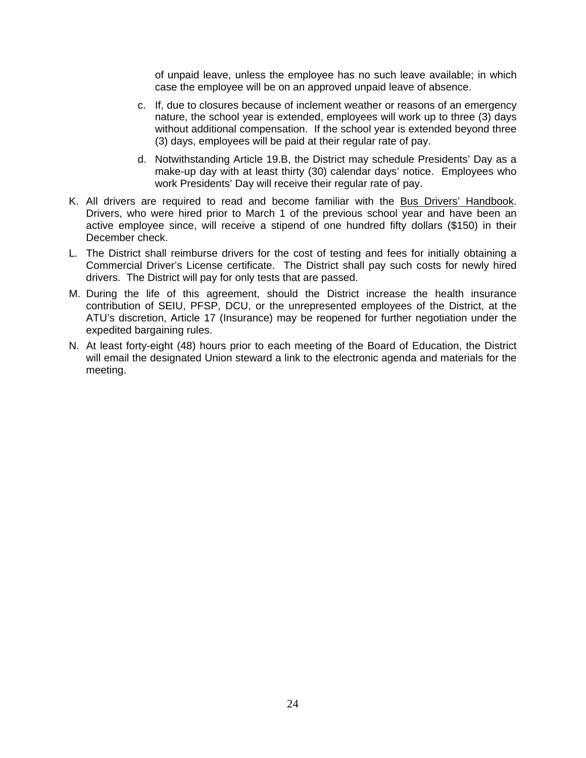of unpaid leave, unless the employee has no such leave available; in which case the employee will be on an approved unpaid leave of absence.

c. If, due to closures because of inclement weather or reasons of an emergency nature, the school year is extended, employees will work up to three (3) days without additional compensation. If the school year is extended beyond three (3) days, employees will be paid at their regular rate of pay.

d. Notwithstanding Article 19.B, the District may schedule Presidents' Day as a make-up day with at least thirty (30) calendar days' notice. Employees who work Presidents' Day will receive their regular rate of pay.

K. All drivers are required to read and become familiar with the Bus Drivers' Handbook. Drivers, who were hired prior to March 1 of the previous school year and have been an active employee since, will receive a stipend of one hundred fifty dollars ($150) in their December check.

L. The District shall reimburse drivers for the cost of testing and fees for initially obtaining a Commercial Driver's License certificate. The District shall pay such costs for newly hired drivers. The District will pay for only tests that are passed.

M. During the life of this agreement, should the District increase the health insurance contribution of SEIU, PFSP, DCU, or the unrepresented employees of the District, at the ATU's discretion, Article 17 (Insurance) may be reopened for further negotiation under the expedited bargaining rules.

N. At least forty-eight (48) hours prior to each meeting of the Board of Education, the District will email the designated Union steward a link to the electronic agenda and materials for the meeting.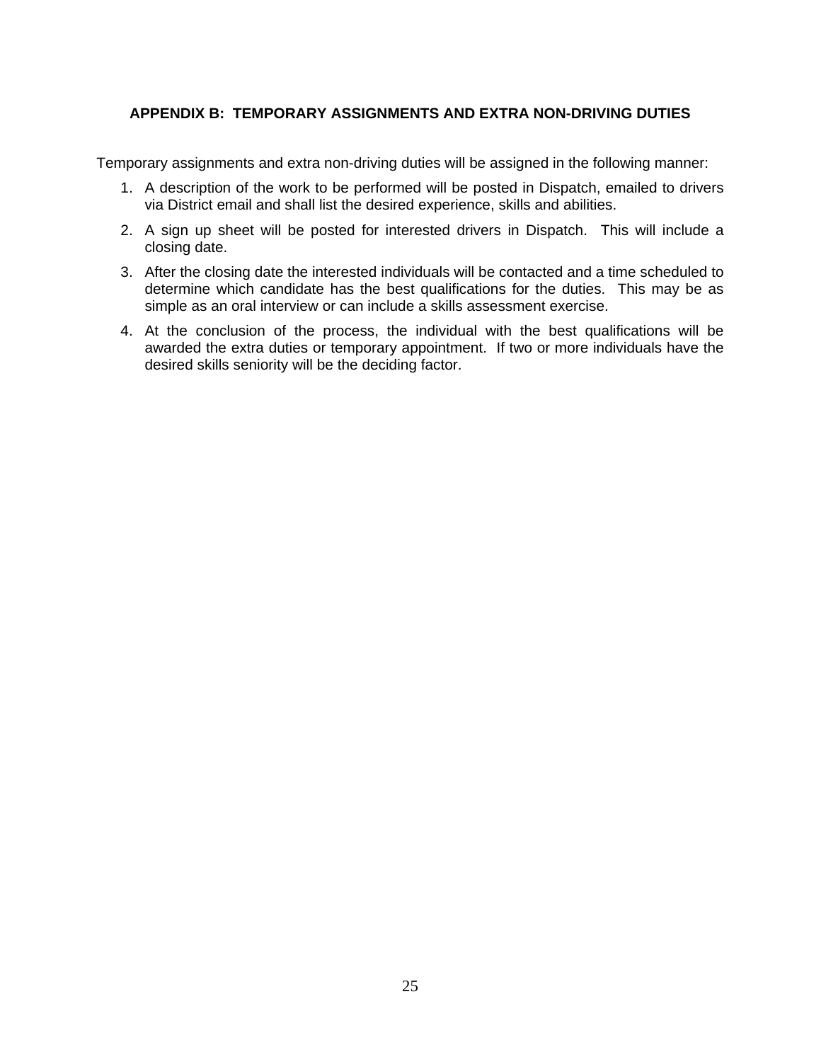## APPENDIX B: TEMPORARY ASSIGNMENTS AND EXTRA NON-DRIVING DUTIES

Temporary assignments and extra non-driving duties will be assigned in the following manner:

1. A description of the work to be performed will be posted in Dispatch, emailed to drivers via District email and shall list the desired experience, skills and abilities.
2. A sign up sheet will be posted for interested drivers in Dispatch. This will include a closing date.
3. After the closing date the interested individuals will be contacted and a time scheduled to determine which candidate has the best qualifications for the duties. This may be as simple as an oral interview or can include a skills assessment exercise.
4. At the conclusion of the process, the individual with the best qualifications will be awarded the extra duties or temporary appointment. If two or more individuals have the desired skills seniority will be the deciding factor.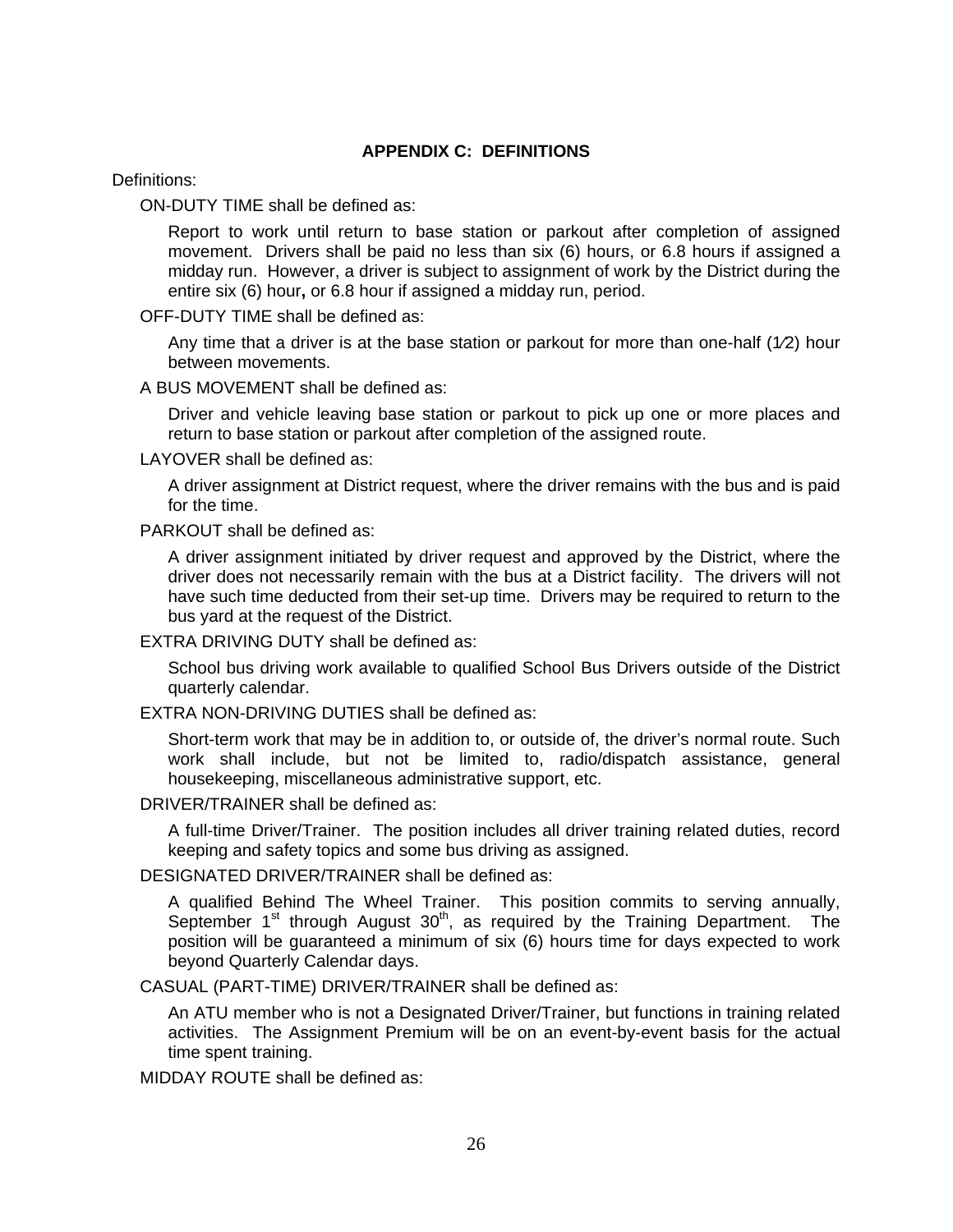## APPENDIX C: DEFINITIONS

Definitions:

ON-DUTY TIME shall be defined as:

Report to work until return to base station or parkout after completion of assigned movement. Drivers shall be paid no less than six (6) hours, or 6.8 hours if assigned a midday run. However, a driver is subject to assignment of work by the District during the entire six (6) hour**,** or 6.8 hour if assigned a midday run, period.

OFF-DUTY TIME shall be defined as:

Any time that a driver is at the base station or parkout for more than one-half (1⁄2) hour between movements.

A BUS MOVEMENT shall be defined as:

Driver and vehicle leaving base station or parkout to pick up one or more places and return to base station or parkout after completion of the assigned route.

LAYOVER shall be defined as:

A driver assignment at District request, where the driver remains with the bus and is paid for the time.

PARKOUT shall be defined as:

A driver assignment initiated by driver request and approved by the District, where the driver does not necessarily remain with the bus at a District facility. The drivers will not have such time deducted from their set-up time. Drivers may be required to return to the bus yard at the request of the District.

EXTRA DRIVING DUTY shall be defined as:

School bus driving work available to qualified School Bus Drivers outside of the District quarterly calendar.

EXTRA NON-DRIVING DUTIES shall be defined as:

Short-term work that may be in addition to, or outside of, the driver's normal route. Such work shall include, but not be limited to, radio/dispatch assistance, general housekeeping, miscellaneous administrative support, etc.

DRIVER/TRAINER shall be defined as:

A full-time Driver/Trainer. The position includes all driver training related duties, record keeping and safety topics and some bus driving as assigned.

DESIGNATED DRIVER/TRAINER shall be defined as:

A qualified Behind The Wheel Trainer. This position commits to serving annually, September 1st through August 30th, as required by the Training Department. The position will be guaranteed a minimum of six (6) hours time for days expected to work beyond Quarterly Calendar days.

CASUAL (PART-TIME) DRIVER/TRAINER shall be defined as:

An ATU member who is not a Designated Driver/Trainer, but functions in training related activities. The Assignment Premium will be on an event-by-event basis for the actual time spent training.

MIDDAY ROUTE shall be defined as: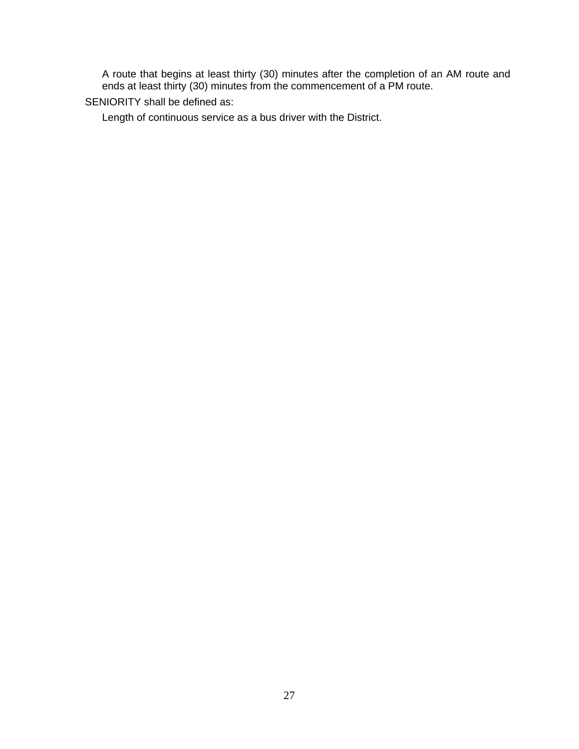A route that begins at least thirty (30) minutes after the completion of an AM route and ends at least thirty (30) minutes from the commencement of a PM route.

SENIORITY shall be defined as:

Length of continuous service as a bus driver with the District.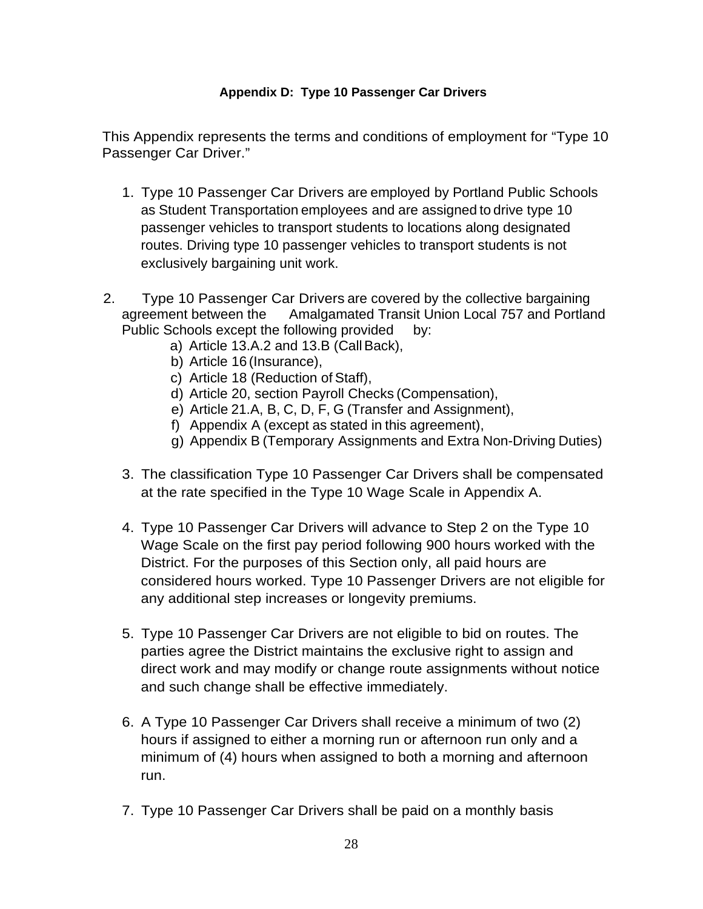### Appendix D: Type 10 Passenger Car Drivers

This Appendix represents the terms and conditions of employment for "Type 10 Passenger Car Driver."

1. Type 10 Passenger Car Drivers are employed by Portland Public Schools as Student Transportation employees and are assigned to drive type 10 passenger vehicles to transport students to locations along designated routes. Driving type 10 passenger vehicles to transport students is not exclusively bargaining unit work.

2. Type 10 Passenger Car Drivers are covered by the collective bargaining agreement between the Amalgamated Transit Union Local 757 and Portland Public Schools except the following provided by:
   a) Article 13.A.2 and 13.B (Call Back),
   b) Article 16 (Insurance),
   c) Article 18 (Reduction of Staff),
   d) Article 20, section Payroll Checks (Compensation),
   e) Article 21.A, B, C, D, F, G (Transfer and Assignment),
   f) Appendix A (except as stated in this agreement),
   g) Appendix B (Temporary Assignments and Extra Non-Driving Duties)

3. The classification Type 10 Passenger Car Drivers shall be compensated at the rate specified in the Type 10 Wage Scale in Appendix A.

4. Type 10 Passenger Car Drivers will advance to Step 2 on the Type 10 Wage Scale on the first pay period following 900 hours worked with the District. For the purposes of this Section only, all paid hours are considered hours worked. Type 10 Passenger Drivers are not eligible for any additional step increases or longevity premiums.

5. Type 10 Passenger Car Drivers are not eligible to bid on routes. The parties agree the District maintains the exclusive right to assign and direct work and may modify or change route assignments without notice and such change shall be effective immediately.

6. A Type 10 Passenger Car Drivers shall receive a minimum of two (2) hours if assigned to either a morning run or afternoon run only and a minimum of (4) hours when assigned to both a morning and afternoon run.

7. Type 10 Passenger Car Drivers shall be paid on a monthly basis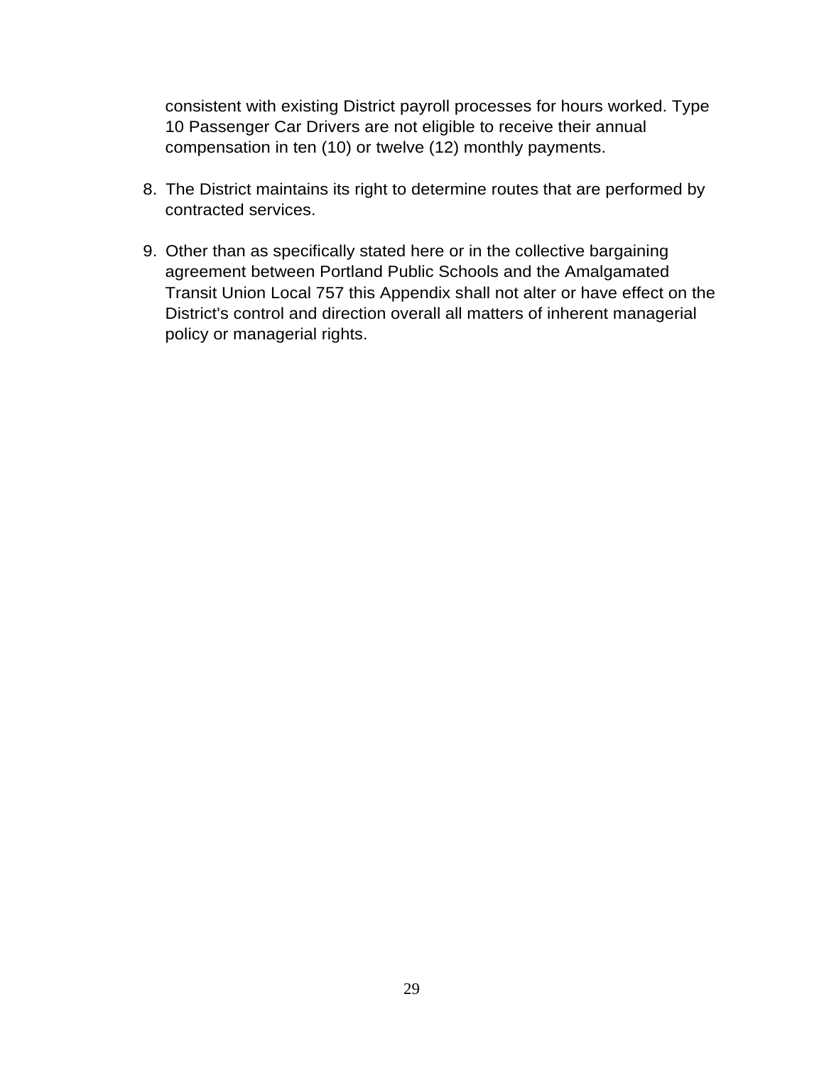consistent with existing District payroll processes for hours worked. Type 10 Passenger Car Drivers are not eligible to receive their annual compensation in ten (10) or twelve (12) monthly payments.

8. The District maintains its right to determine routes that are performed by contracted services.

9. Other than as specifically stated here or in the collective bargaining agreement between Portland Public Schools and the Amalgamated Transit Union Local 757 this Appendix shall not alter or have effect on the District's control and direction overall all matters of inherent managerial policy or managerial rights.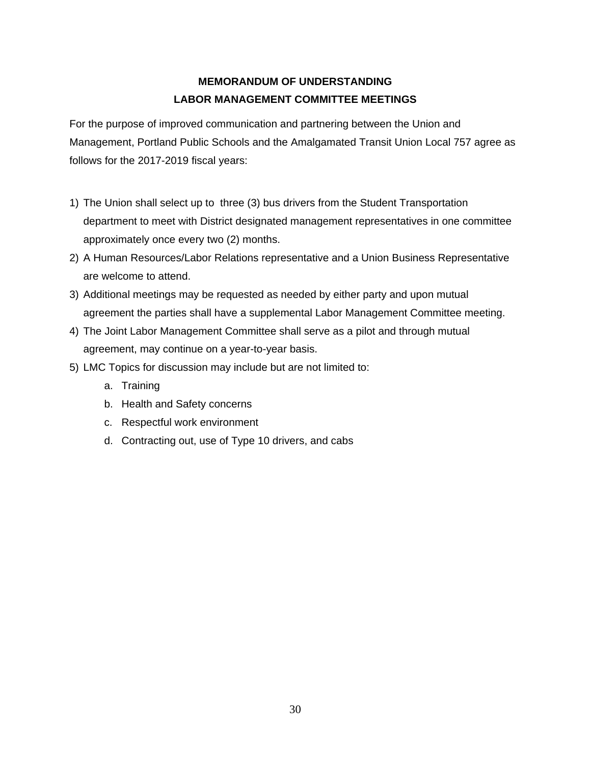## MEMORANDUM OF UNDERSTANDING
## LABOR MANAGEMENT COMMITTEE MEETINGS

For the purpose of improved communication and partnering between the Union and Management, Portland Public Schools and the Amalgamated Transit Union Local 757 agree as follows for the 2017-2019 fiscal years:

1) The Union shall select up to three (3) bus drivers from the Student Transportation department to meet with District designated management representatives in one committee approximately once every two (2) months.
2) A Human Resources/Labor Relations representative and a Union Business Representative are welcome to attend.
3) Additional meetings may be requested as needed by either party and upon mutual agreement the parties shall have a supplemental Labor Management Committee meeting.
4) The Joint Labor Management Committee shall serve as a pilot and through mutual agreement, may continue on a year-to-year basis.
5) LMC Topics for discussion may include but are not limited to:
   a. Training
   b. Health and Safety concerns
   c. Respectful work environment
   d. Contracting out, use of Type 10 drivers, and cabs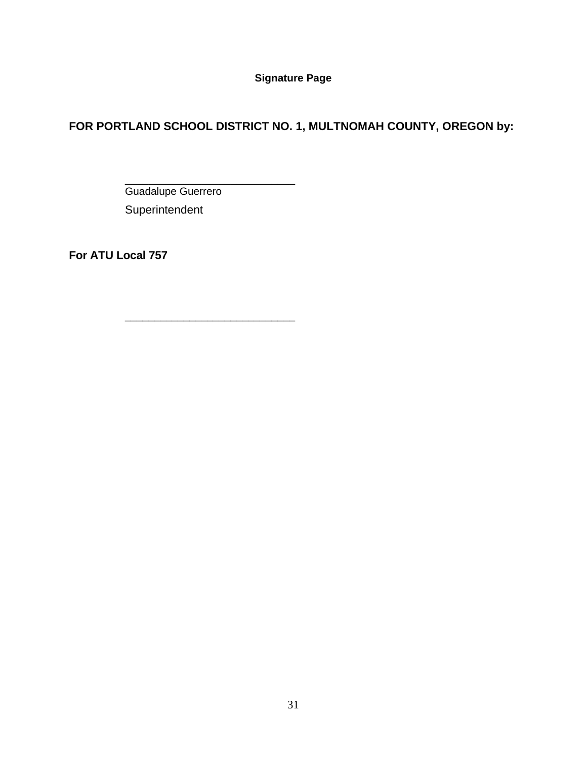**Signature Page**

**FOR PORTLAND SCHOOL DISTRICT NO. 1, MULTNOMAH COUNTY, OREGON by:**

____________________________
Guadalupe Guerrero
Superintendent

**For ATU Local 757**

____________________________